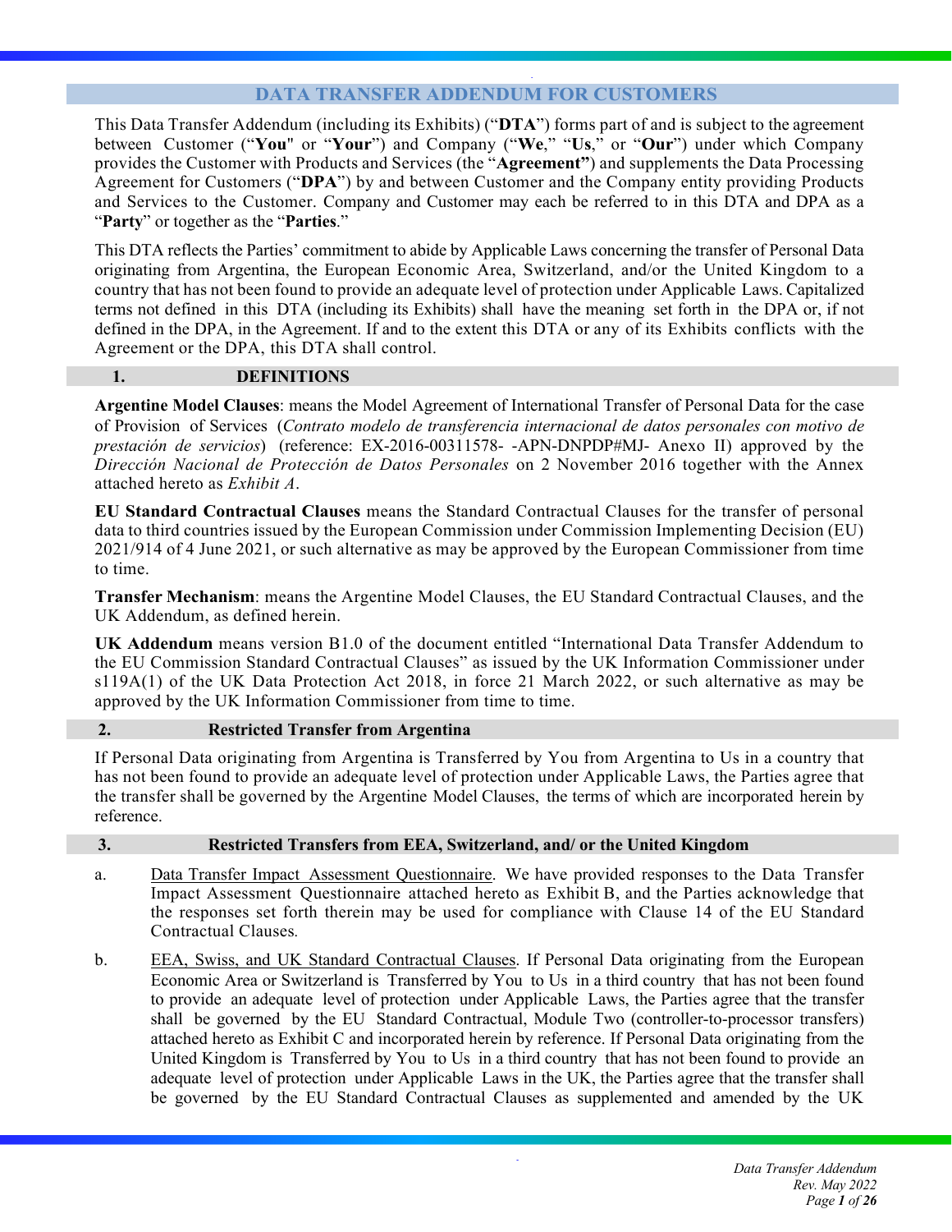# DATA TRANSFER ADDENDUM FOR CUSTOMERS

This Data Transfer Addendum (including its Exhibits) ("**DTA**") forms part of and is subject to the agreement between Customer ("**You**" or "**Your**") and Company ("**We**," "**Us**," or "**Our**") under which Company provides the Customer with Products and Services (the "**Agreement**") and supplements the Data Processing Agreement for Customers ("**DPA**") by and between Customer and the Company entity providing Products and Services to the Customer. Company and Customer may each be referred to in this DTA and DPA as a "**Party**" or together as the "**Parties**."

This DTA reflects the Parties' commitment to abide by Applicable Laws concerning the transfer of Personal Data originating from Argentina, the European Economic Area, Switzerland, and/or the United Kingdom to a country that has not been found to provide an adequate level of protection under Applicable Laws. Capitalized terms not defined in this DTA (including its Exhibits) shall have the meaning set forth in the DPA or, if not defined in the DPA, in the Agreement. If and to the extent this DTA or any of its Exhibits conflicts with the Agreement or the DPA, this DTA shall control.

## 1. DEFINITIONS

**Argentine Model Clauses**: means the Model Agreement of International Transfer of Personal Data for the case of Provision of Services (*Contrato modelo de transferencia internacional de datos personales con motivo de prestación de servicios*) (reference: EX-2016-00311578- -APN-DNPDP#MJ- Anexo II) approved by the *Dirección Nacional de Protección de Datos Personales* on 2 November 2016 together with the Annex attached hereto as *Exhibit A*.

**EU Standard Contractual Clauses** means the Standard Contractual Clauses for the transfer of personal data to third countries issued by the European Commission under Commission Implementing Decision (EU) 2021/914 of 4 June 2021, or such alternative as may be approved by the European Commissioner from time to time.

**Transfer Mechanism**: means the Argentine Model Clauses, the EU Standard Contractual Clauses, and the UK Addendum, as defined herein.

**UK Addendum** means version B1.0 of the document entitled "International Data Transfer Addendum to the EU Commission Standard Contractual Clauses" as issued by the UK Information Commissioner under s119A(1) of the UK Data Protection Act 2018, in force 21 March 2022, or such alternative as may be approved by the UK Information Commissioner from time to time.

## 2. Restricted Transfer from Argentina

If Personal Data originating from Argentina is Transferred by You from Argentina to Us in a country that has not been found to provide an adequate level of protection under Applicable Laws, the Parties agree that the transfer shall be governed by the Argentine Model Clauses, the terms of which are incorporated herein by reference.

## 3. Restricted Transfers from EEA, Switzerland, and/ or the United Kingdom

a. Data Transfer Impact Assessment Questionnaire. We have provided responses to the Data Transfer Impact Assessment Questionnaire attached hereto as Exhibit B, and the Parties acknowledge that the responses set forth therein may be used for compliance with Clause 14 of the EU Standard Contractual Clauses.

b. EEA, Swiss, and UK Standard Contractual Clauses. If Personal Data originating from the European Economic Area or Switzerland is Transferred by You to Us in a third country that has not been found to provide an adequate level of protection under Applicable Laws, the Parties agree that the transfer shall be governed by the EU Standard Contractual, Module Two (controller-to-processor transfers) attached hereto as Exhibit C and incorporated herein by reference. If Personal Data originating from the United Kingdom is Transferred by You to Us in a third country that has not been found to provide an adequate level of protection under Applicable Laws in the UK, the Parties agree that the transfer shall be governed by the EU Standard Contractual Clauses as supplemented and amended by the UK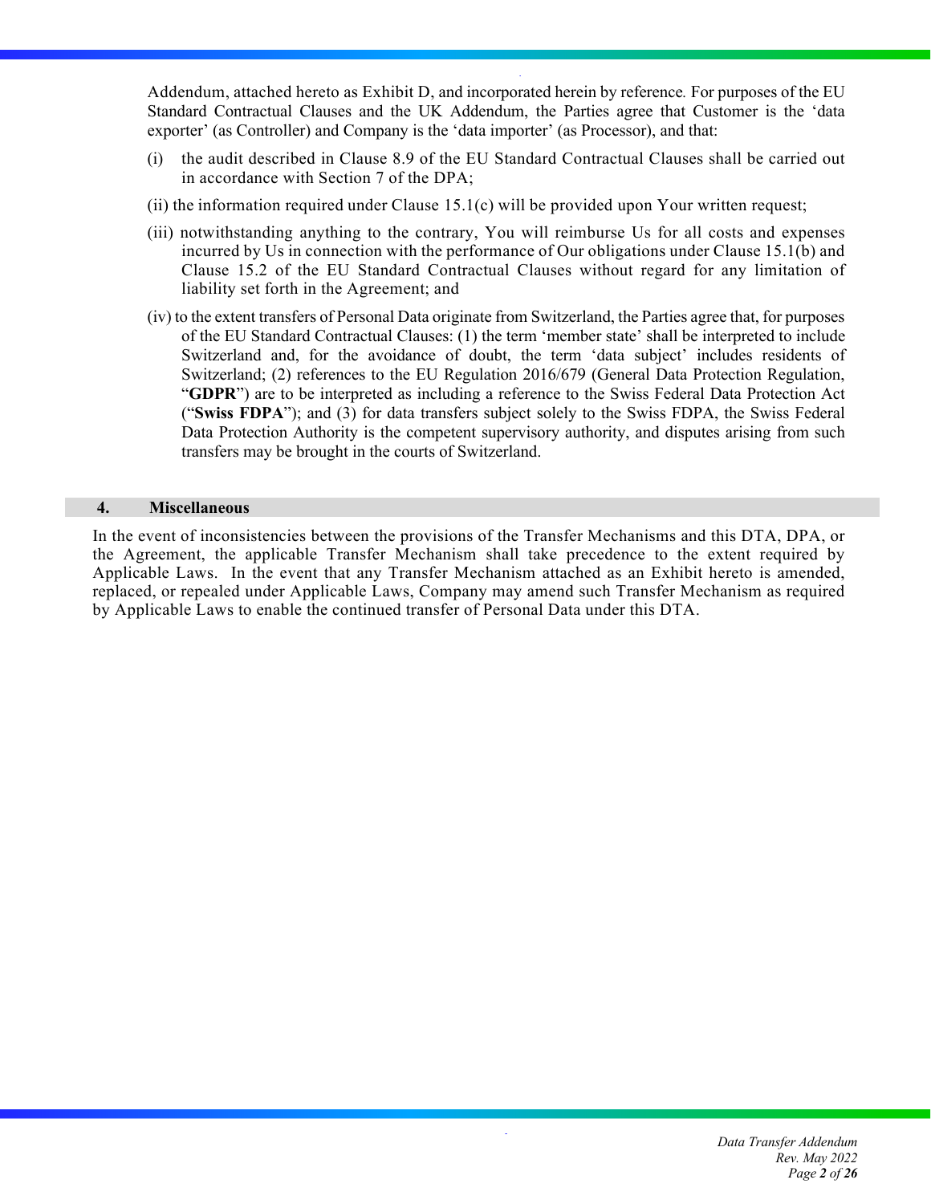Addendum, attached hereto as Exhibit D, and incorporated herein by reference. For purposes of the EU Standard Contractual Clauses and the UK Addendum, the Parties agree that Customer is the 'data exporter' (as Controller) and Company is the 'data importer' (as Processor), and that:

(i) the audit described in Clause 8.9 of the EU Standard Contractual Clauses shall be carried out in accordance with Section 7 of the DPA;

(ii) the information required under Clause 15.1(c) will be provided upon Your written request;

(iii) notwithstanding anything to the contrary, You will reimburse Us for all costs and expenses incurred by Us in connection with the performance of Our obligations under Clause 15.1(b) and Clause 15.2 of the EU Standard Contractual Clauses without regard for any limitation of liability set forth in the Agreement; and

(iv) to the extent transfers of Personal Data originate from Switzerland, the Parties agree that, for purposes of the EU Standard Contractual Clauses: (1) the term 'member state' shall be interpreted to include Switzerland and, for the avoidance of doubt, the term 'data subject' includes residents of Switzerland; (2) references to the EU Regulation 2016/679 (General Data Protection Regulation, "**GDPR**") are to be interpreted as including a reference to the Swiss Federal Data Protection Act ("**Swiss FDPA**"); and (3) for data transfers subject solely to the Swiss FDPA, the Swiss Federal Data Protection Authority is the competent supervisory authority, and disputes arising from such transfers may be brought in the courts of Switzerland.

## 4. Miscellaneous

In the event of inconsistencies between the provisions of the Transfer Mechanisms and this DTA, DPA, or the Agreement, the applicable Transfer Mechanism shall take precedence to the extent required by Applicable Laws. In the event that any Transfer Mechanism attached as an Exhibit hereto is amended, replaced, or repealed under Applicable Laws, Company may amend such Transfer Mechanism as required by Applicable Laws to enable the continued transfer of Personal Data under this DTA.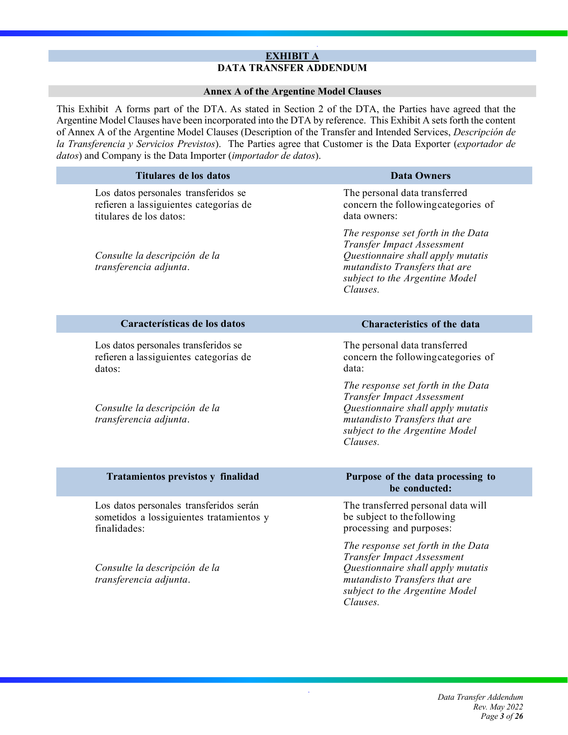# EXHIBIT A

## DATA TRANSFER ADDENDUM

### Annex A of the Argentine Model Clauses

This Exhibit A forms part of the DTA. As stated in Section 2 of the DTA, the Parties have agreed that the Argentine Model Clauses have been incorporated into the DTA by reference. This Exhibit A sets forth the content of Annex A of the Argentine Model Clauses (Description of the Transfer and Intended Services, *Descripción de la Transferencia y Servicios Previstos*). The Parties agree that Customer is the Data Exporter (*exportador de datos*) and Company is the Data Importer (*importador de datos*).

| Titulares de los datos | Data Owners |
|---|---|
| Los datos personales transferidos se refieren a lassiguientes categorías de titulares de los datos:<br><br>*Consulte la descripción de la transferencia adjunta.* | The personal data transferred concern the followingcategories of data owners:<br><br>*The response set forth in the Data Transfer Impact Assessment Questionnaire shall apply mutatis mutandisto Transfers that are subject to the Argentine Model Clauses.* |

| Características de los datos | Characteristics of the data |
|---|---|
| Los datos personales transferidos se refieren a lassiguientes categorías de datos:<br><br>*Consulte la descripción de la transferencia adjunta.* | The personal data transferred concern the followingcategories of data:<br><br>*The response set forth in the Data Transfer Impact Assessment Questionnaire shall apply mutatis mutandisto Transfers that are subject to the Argentine Model Clauses.* |

| Tratamientos previstos y finalidad | Purpose of the data processing to be conducted: |
|---|---|
| Los datos personales transferidos serán sometidos a lossiguientes tratamientos y finalidades:<br><br>*Consulte la descripción de la transferencia adjunta.* | The transferred personal data will be subject to thefollowing processing and purposes:<br><br>*The response set forth in the Data Transfer Impact Assessment Questionnaire shall apply mutatis mutandisto Transfers that are subject to the Argentine Model Clauses.* |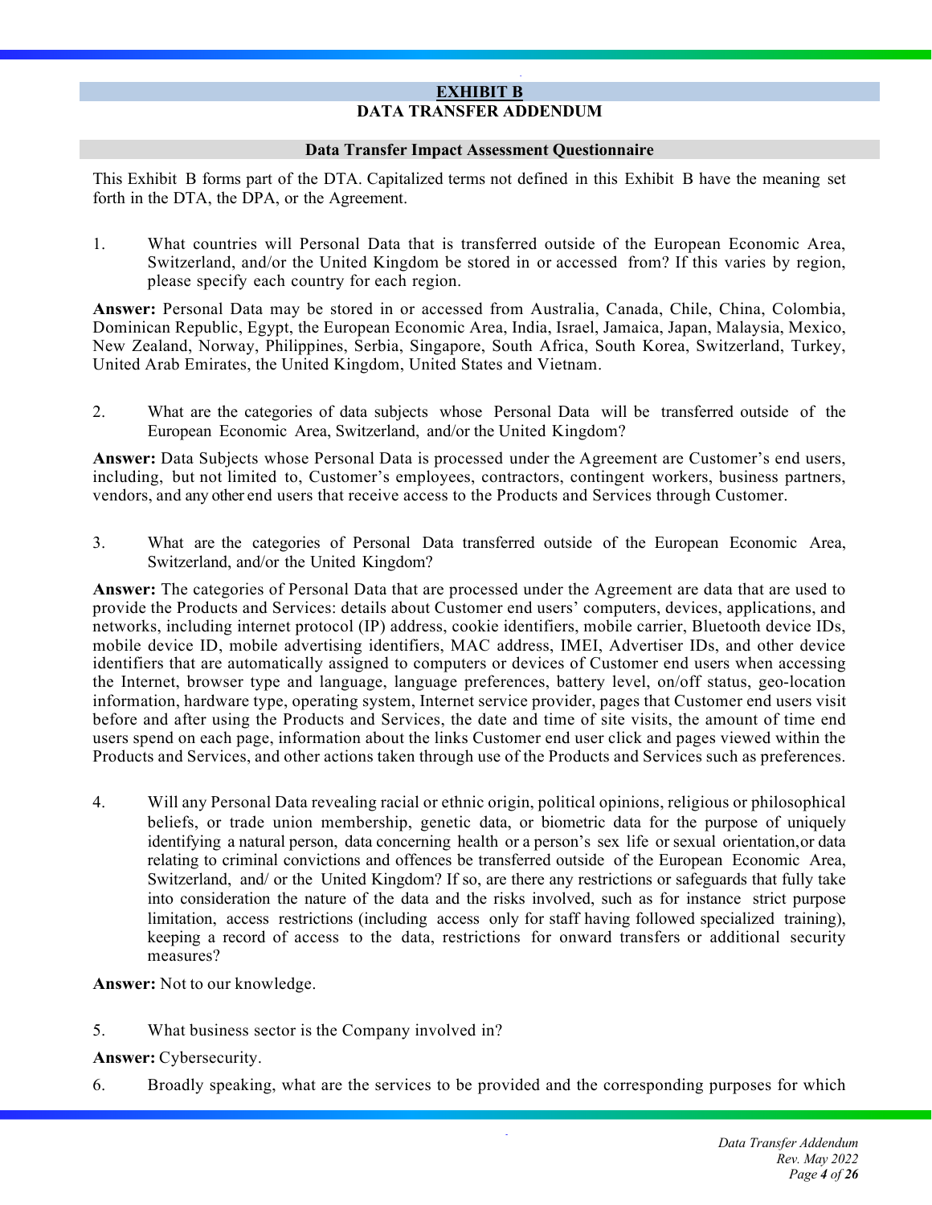# EXHIBIT B
## DATA TRANSFER ADDENDUM

### Data Transfer Impact Assessment Questionnaire

This Exhibit B forms part of the DTA. Capitalized terms not defined in this Exhibit B have the meaning set forth in the DTA, the DPA, or the Agreement.

1. What countries will Personal Data that is transferred outside of the European Economic Area, Switzerland, and/or the United Kingdom be stored in or accessed from? If this varies by region, please specify each country for each region.

**Answer:** Personal Data may be stored in or accessed from Australia, Canada, Chile, China, Colombia, Dominican Republic, Egypt, the European Economic Area, India, Israel, Jamaica, Japan, Malaysia, Mexico, New Zealand, Norway, Philippines, Serbia, Singapore, South Africa, South Korea, Switzerland, Turkey, United Arab Emirates, the United Kingdom, United States and Vietnam.

2. What are the categories of data subjects whose Personal Data will be transferred outside of the European Economic Area, Switzerland, and/or the United Kingdom?

**Answer:** Data Subjects whose Personal Data is processed under the Agreement are Customer's end users, including, but not limited to, Customer's employees, contractors, contingent workers, business partners, vendors, and any other end users that receive access to the Products and Services through Customer.

3. What are the categories of Personal Data transferred outside of the European Economic Area, Switzerland, and/or the United Kingdom?

**Answer:** The categories of Personal Data that are processed under the Agreement are data that are used to provide the Products and Services: details about Customer end users' computers, devices, applications, and networks, including internet protocol (IP) address, cookie identifiers, mobile carrier, Bluetooth device IDs, mobile device ID, mobile advertising identifiers, MAC address, IMEI, Advertiser IDs, and other device identifiers that are automatically assigned to computers or devices of Customer end users when accessing the Internet, browser type and language, language preferences, battery level, on/off status, geo-location information, hardware type, operating system, Internet service provider, pages that Customer end users visit before and after using the Products and Services, the date and time of site visits, the amount of time end users spend on each page, information about the links Customer end user click and pages viewed within the Products and Services, and other actions taken through use of the Products and Services such as preferences.

4. Will any Personal Data revealing racial or ethnic origin, political opinions, religious or philosophical beliefs, or trade union membership, genetic data, or biometric data for the purpose of uniquely identifying a natural person, data concerning health or a person's sex life or sexual orientation,or data relating to criminal convictions and offences be transferred outside of the European Economic Area, Switzerland, and/ or the United Kingdom? If so, are there any restrictions or safeguards that fully take into consideration the nature of the data and the risks involved, such as for instance strict purpose limitation, access restrictions (including access only for staff having followed specialized training), keeping a record of access to the data, restrictions for onward transfers or additional security measures?

**Answer:** Not to our knowledge.

5. What business sector is the Company involved in?

**Answer:** Cybersecurity.

6. Broadly speaking, what are the services to be provided and the corresponding purposes for which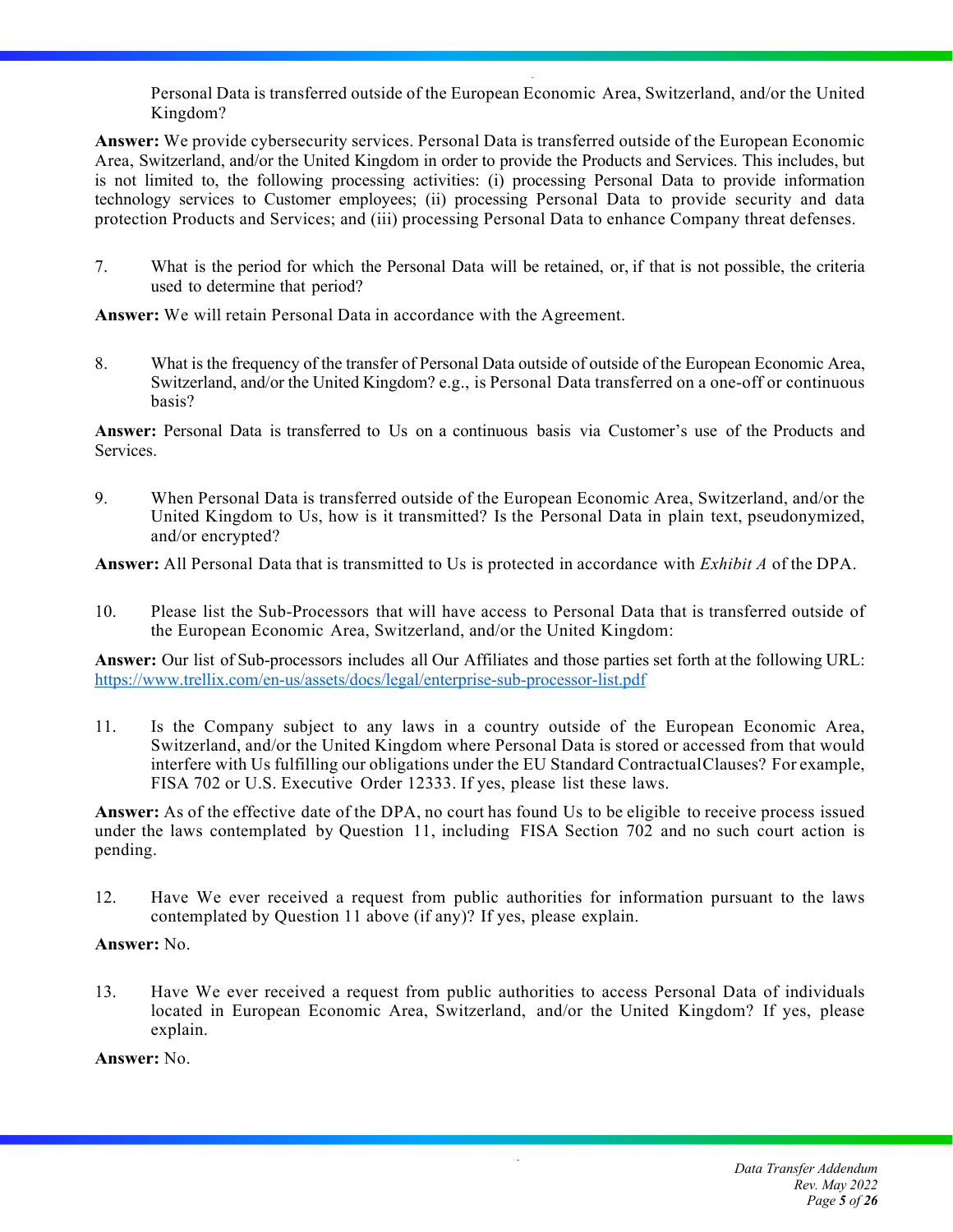Personal Data is transferred outside of the European Economic Area, Switzerland, and/or the United Kingdom?

**Answer:** We provide cybersecurity services. Personal Data is transferred outside of the European Economic Area, Switzerland, and/or the United Kingdom in order to provide the Products and Services. This includes, but is not limited to, the following processing activities: (i) processing Personal Data to provide information technology services to Customer employees; (ii) processing Personal Data to provide security and data protection Products and Services; and (iii) processing Personal Data to enhance Company threat defenses.

7. What is the period for which the Personal Data will be retained, or, if that is not possible, the criteria used to determine that period?

**Answer:** We will retain Personal Data in accordance with the Agreement.

8. What is the frequency of the transfer of Personal Data outside of outside of the European Economic Area, Switzerland, and/or the United Kingdom? e.g., is Personal Data transferred on a one-off or continuous basis?

**Answer:** Personal Data is transferred to Us on a continuous basis via Customer's use of the Products and Services.

9. When Personal Data is transferred outside of the European Economic Area, Switzerland, and/or the United Kingdom to Us, how is it transmitted? Is the Personal Data in plain text, pseudonymized, and/or encrypted?

**Answer:** All Personal Data that is transmitted to Us is protected in accordance with *Exhibit A* of the DPA.

10. Please list the Sub-Processors that will have access to Personal Data that is transferred outside of the European Economic Area, Switzerland, and/or the United Kingdom:

**Answer:** Our list of Sub-processors includes all Our Affiliates and those parties set forth at the following URL: https://www.trellix.com/en-us/assets/docs/legal/enterprise-sub-processor-list.pdf

11. Is the Company subject to any laws in a country outside of the European Economic Area, Switzerland, and/or the United Kingdom where Personal Data is stored or accessed from that would interfere with Us fulfilling our obligations under the EU Standard Contractual Clauses? For example, FISA 702 or U.S. Executive Order 12333. If yes, please list these laws.

**Answer:** As of the effective date of the DPA, no court has found Us to be eligible to receive process issued under the laws contemplated by Question 11, including FISA Section 702 and no such court action is pending.

12. Have We ever received a request from public authorities for information pursuant to the laws contemplated by Question 11 above (if any)? If yes, please explain.

**Answer:** No.

13. Have We ever received a request from public authorities to access Personal Data of individuals located in European Economic Area, Switzerland, and/or the United Kingdom? If yes, please explain.

**Answer:** No.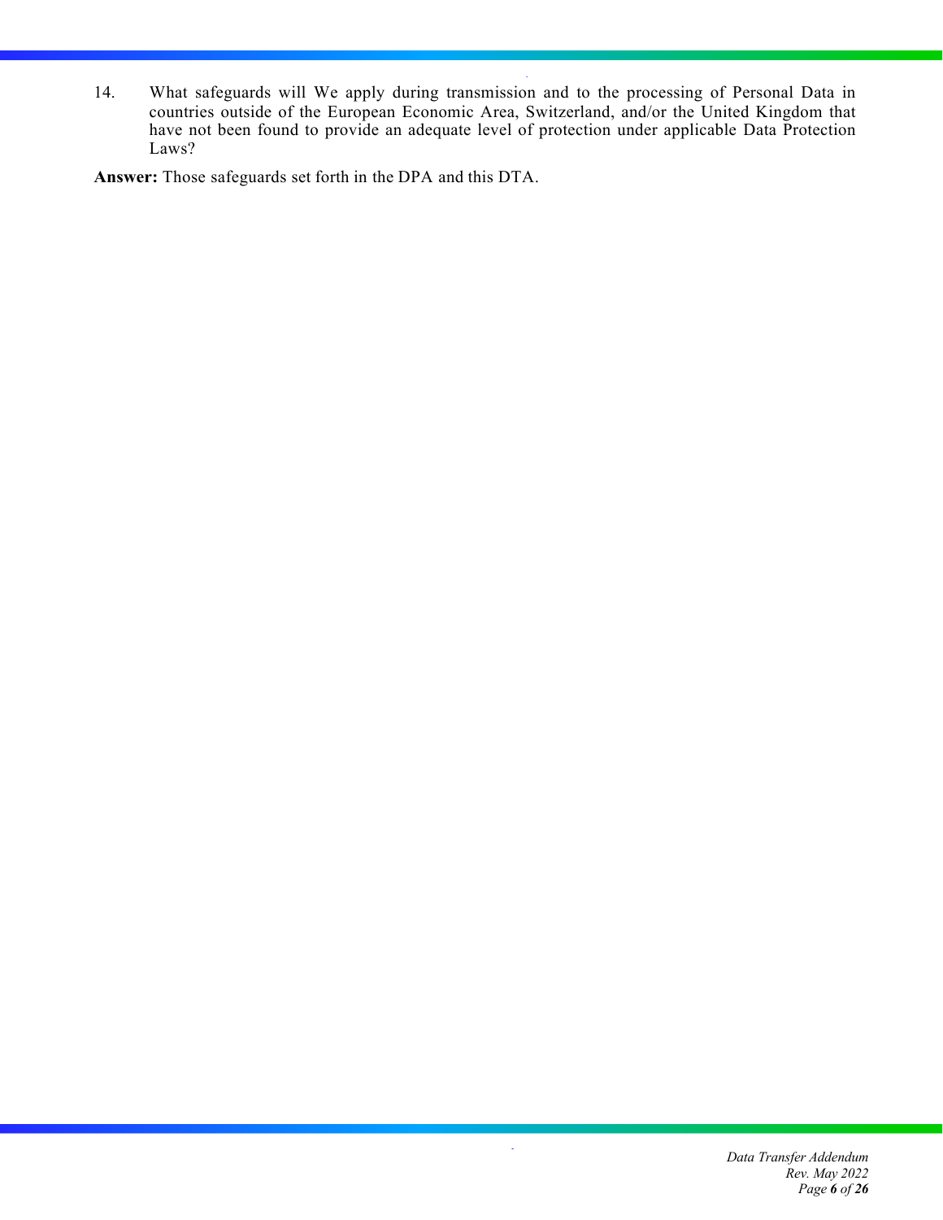14. What safeguards will We apply during transmission and to the processing of Personal Data in countries outside of the European Economic Area, Switzerland, and/or the United Kingdom that have not been found to provide an adequate level of protection under applicable Data Protection Laws?

**Answer:** Those safeguards set forth in the DPA and this DTA.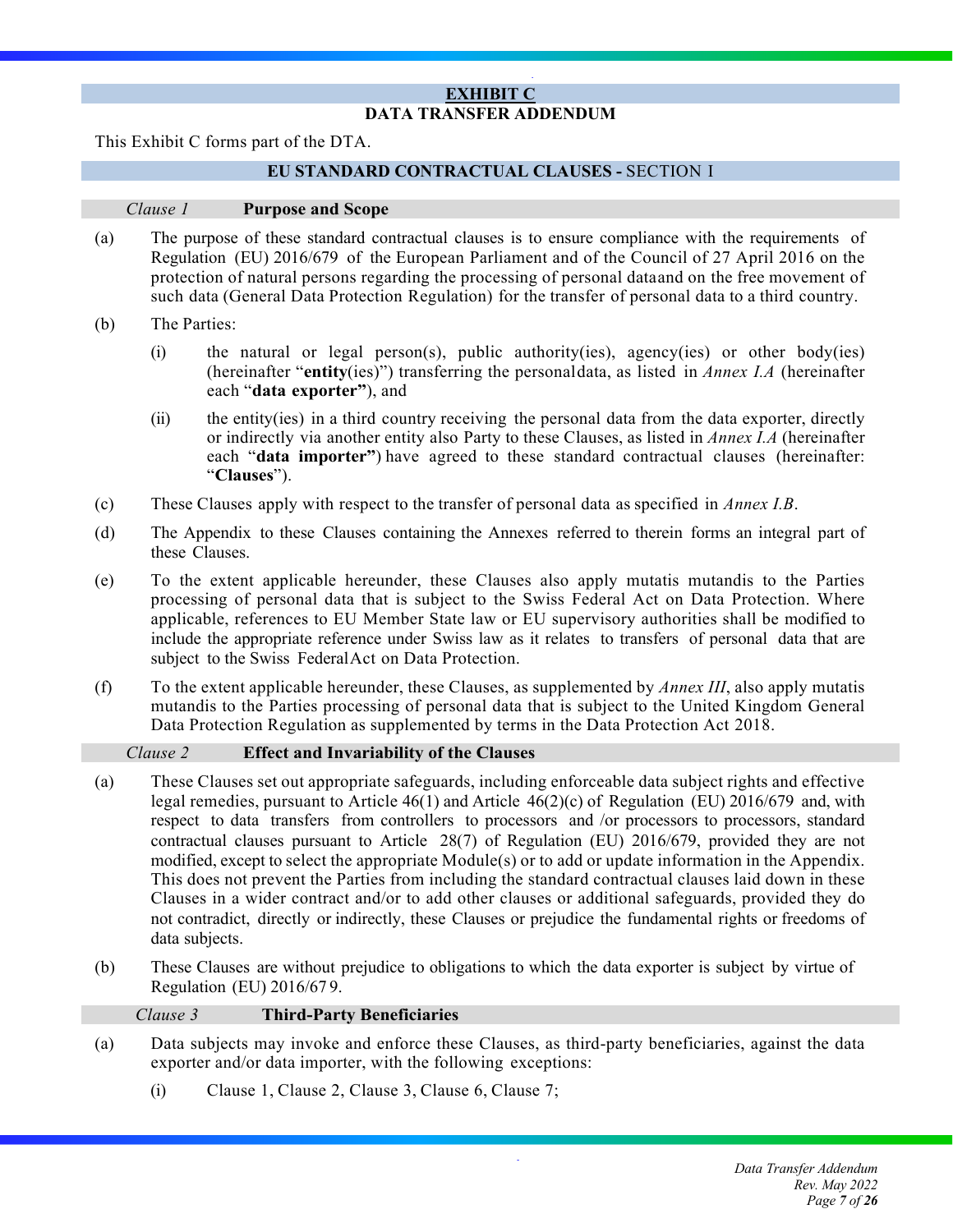## EXHIBIT C
## DATA TRANSFER ADDENDUM

This Exhibit C forms part of the DTA.

### EU STANDARD CONTRACTUAL CLAUSES - SECTION I

#### *Clause 1* Purpose and Scope

(a) The purpose of these standard contractual clauses is to ensure compliance with the requirements of Regulation (EU) 2016/679 of the European Parliament and of the Council of 27 April 2016 on the protection of natural persons regarding the processing of personal dataand on the free movement of such data (General Data Protection Regulation) for the transfer of personal data to a third country.

(b) The Parties:

(i) the natural or legal person(s), public authority(ies), agency(ies) or other body(ies) (hereinafter "**entity**(ies)") transferring the personaldata, as listed in *Annex I.A* (hereinafter each "**data exporter"**), and

(ii) the entity(ies) in a third country receiving the personal data from the data exporter, directly or indirectly via another entity also Party to these Clauses, as listed in *Annex I.A* (hereinafter each "**data importer"**) have agreed to these standard contractual clauses (hereinafter: "**Clauses**").

(c) These Clauses apply with respect to the transfer of personal data as specified in *Annex I.B*.

(d) The Appendix to these Clauses containing the Annexes referred to therein forms an integral part of these Clauses.

(e) To the extent applicable hereunder, these Clauses also apply mutatis mutandis to the Parties processing of personal data that is subject to the Swiss Federal Act on Data Protection. Where applicable, references to EU Member State law or EU supervisory authorities shall be modified to include the appropriate reference under Swiss law as it relates to transfers of personal data that are subject to the Swiss FederalAct on Data Protection.

(f) To the extent applicable hereunder, these Clauses, as supplemented by *Annex III*, also apply mutatis mutandis to the Parties processing of personal data that is subject to the United Kingdom General Data Protection Regulation as supplemented by terms in the Data Protection Act 2018.

#### *Clause 2* Effect and Invariability of the Clauses

(a) These Clauses set out appropriate safeguards, including enforceable data subject rights and effective legal remedies, pursuant to Article 46(1) and Article 46(2)(c) of Regulation (EU) 2016/679 and, with respect to data transfers from controllers to processors and /or processors to processors, standard contractual clauses pursuant to Article 28(7) of Regulation (EU) 2016/679, provided they are not modified, except to select the appropriate Module(s) or to add or update information in the Appendix. This does not prevent the Parties from including the standard contractual clauses laid down in these Clauses in a wider contract and/or to add other clauses or additional safeguards, provided they do not contradict, directly or indirectly, these Clauses or prejudice the fundamental rights or freedoms of data subjects.

(b) These Clauses are without prejudice to obligations to which the data exporter is subject by virtue of Regulation (EU) 2016/679.

#### *Clause 3* Third-Party Beneficiaries

(a) Data subjects may invoke and enforce these Clauses, as third-party beneficiaries, against the data exporter and/or data importer, with the following exceptions:

(i) Clause 1, Clause 2, Clause 3, Clause 6, Clause 7;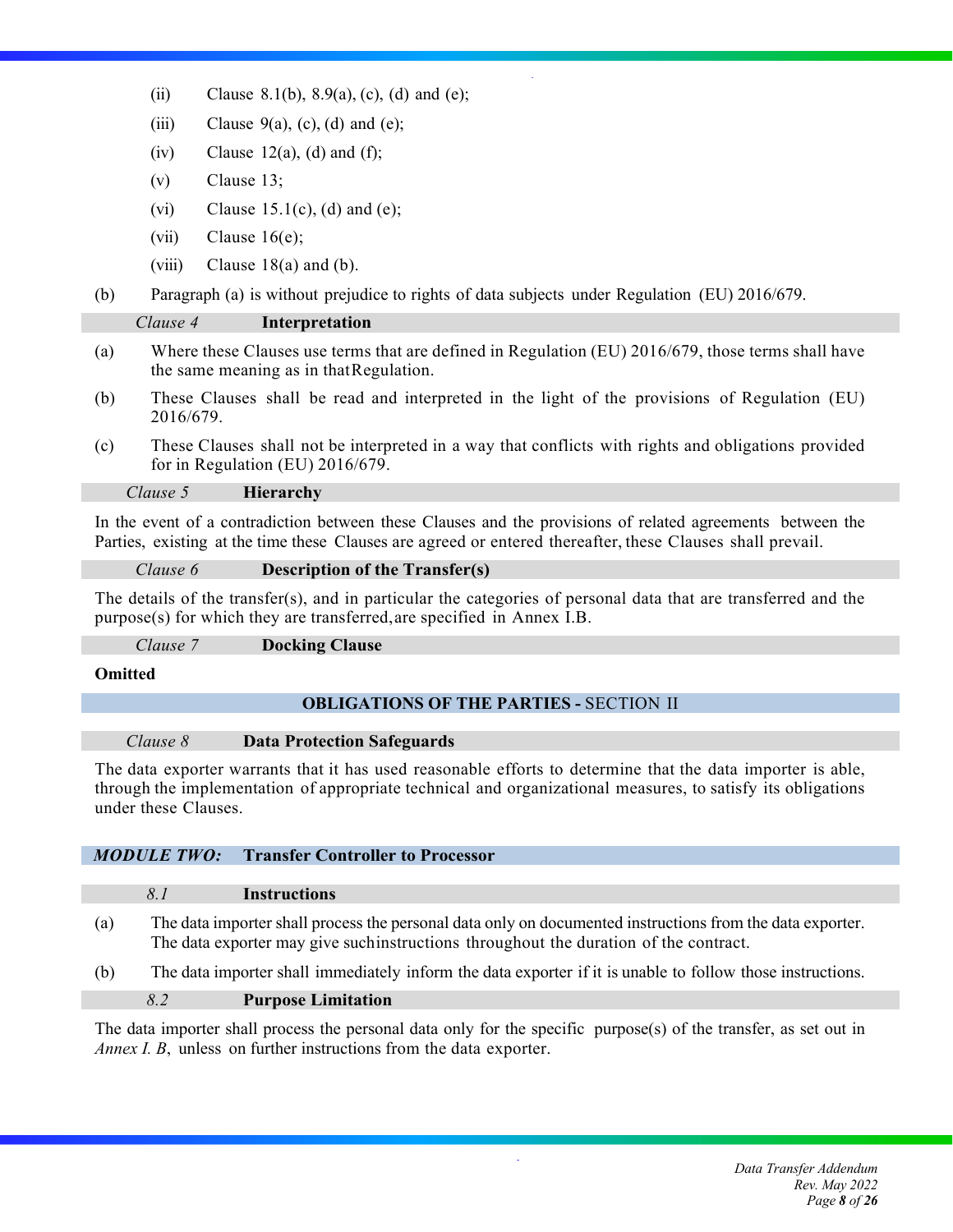(ii) Clause 8.1(b), 8.9(a), (c), (d) and (e);

(iii) Clause 9(a), (c), (d) and (e);

(iv) Clause 12(a), (d) and (f);

(v) Clause 13;

(vi) Clause 15.1(c), (d) and (e);

(vii) Clause 16(e);

(viii) Clause 18(a) and (b).

(b) Paragraph (a) is without prejudice to rights of data subjects under Regulation (EU) 2016/679.

### *Clause 4* Interpretation

(a) Where these Clauses use terms that are defined in Regulation (EU) 2016/679, those terms shall have the same meaning as in that Regulation.

(b) These Clauses shall be read and interpreted in the light of the provisions of Regulation (EU) 2016/679.

(c) These Clauses shall not be interpreted in a way that conflicts with rights and obligations provided for in Regulation (EU) 2016/679.

### *Clause 5* Hierarchy

In the event of a contradiction between these Clauses and the provisions of related agreements between the Parties, existing at the time these Clauses are agreed or entered thereafter, these Clauses shall prevail.

### *Clause 6* Description of the Transfer(s)

The details of the transfer(s), and in particular the categories of personal data that are transferred and the purpose(s) for which they are transferred, are specified in Annex I.B.

### *Clause 7* Docking Clause

**Omitted**

## OBLIGATIONS OF THE PARTIES - SECTION II

### *Clause 8* Data Protection Safeguards

The data exporter warrants that it has used reasonable efforts to determine that the data importer is able, through the implementation of appropriate technical and organizational measures, to satisfy its obligations under these Clauses.

### *MODULE TWO:* Transfer Controller to Processor

#### *8.1* Instructions

(a) The data importer shall process the personal data only on documented instructions from the data exporter. The data exporter may give such instructions throughout the duration of the contract.

(b) The data importer shall immediately inform the data exporter if it is unable to follow those instructions.

#### *8.2* Purpose Limitation

The data importer shall process the personal data only for the specific purpose(s) of the transfer, as set out in *Annex I. B*, unless on further instructions from the data exporter.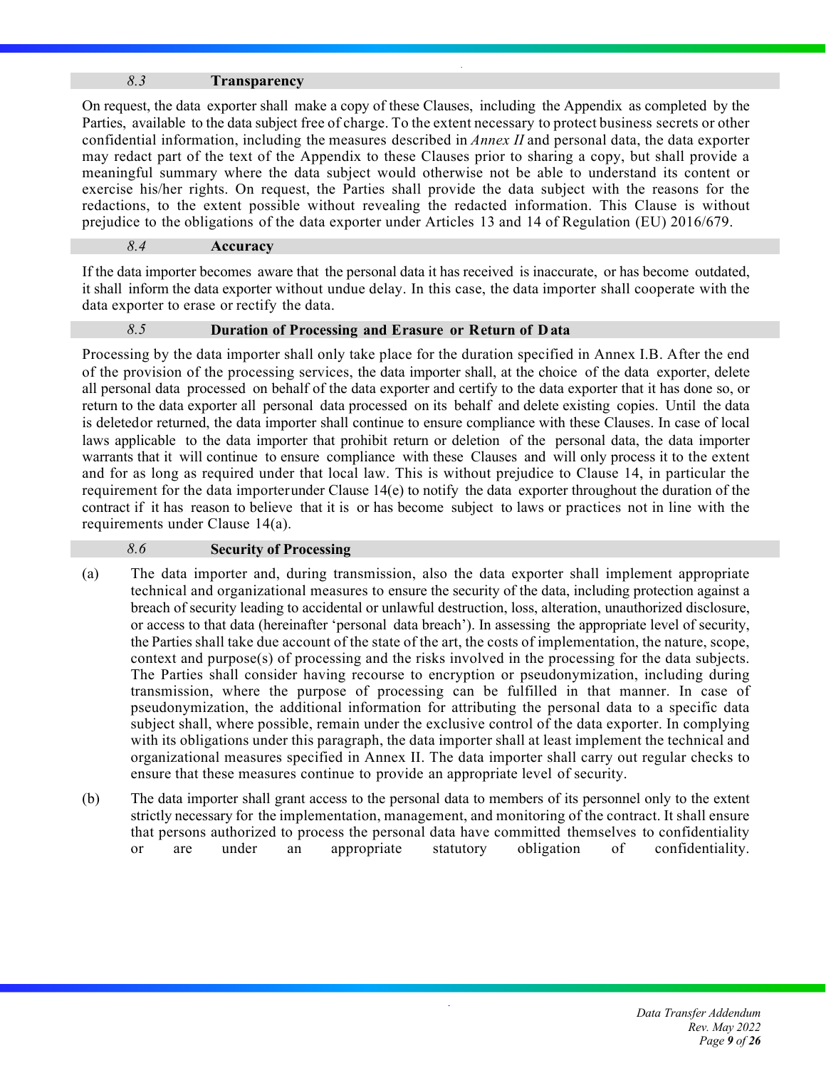### *8.3* Transparency

On request, the data exporter shall make a copy of these Clauses, including the Appendix as completed by the Parties, available to the data subject free of charge. To the extent necessary to protect business secrets or other confidential information, including the measures described in *Annex II* and personal data, the data exporter may redact part of the text of the Appendix to these Clauses prior to sharing a copy, but shall provide a meaningful summary where the data subject would otherwise not be able to understand its content or exercise his/her rights. On request, the Parties shall provide the data subject with the reasons for the redactions, to the extent possible without revealing the redacted information. This Clause is without prejudice to the obligations of the data exporter under Articles 13 and 14 of Regulation (EU) 2016/679.

### *8.4* Accuracy

If the data importer becomes aware that the personal data it has received is inaccurate, or has become outdated, it shall inform the data exporter without undue delay. In this case, the data importer shall cooperate with the data exporter to erase or rectify the data.

### *8.5* Duration of Processing and Erasure or Return of Data

Processing by the data importer shall only take place for the duration specified in Annex I.B. After the end of the provision of the processing services, the data importer shall, at the choice of the data exporter, delete all personal data processed on behalf of the data exporter and certify to the data exporter that it has done so, or return to the data exporter all personal data processed on its behalf and delete existing copies. Until the data is deletedor returned, the data importer shall continue to ensure compliance with these Clauses. In case of local laws applicable to the data importer that prohibit return or deletion of the personal data, the data importer warrants that it will continue to ensure compliance with these Clauses and will only process it to the extent and for as long as required under that local law. This is without prejudice to Clause 14, in particular the requirement for the data importerunder Clause 14(e) to notify the data exporter throughout the duration of the contract if it has reason to believe that it is or has become subject to laws or practices not in line with the requirements under Clause 14(a).

### *8.6* Security of Processing

(a) The data importer and, during transmission, also the data exporter shall implement appropriate technical and organizational measures to ensure the security of the data, including protection against a breach of security leading to accidental or unlawful destruction, loss, alteration, unauthorized disclosure, or access to that data (hereinafter 'personal data breach'). In assessing the appropriate level of security, the Parties shall take due account of the state of the art, the costs of implementation, the nature, scope, context and purpose(s) of processing and the risks involved in the processing for the data subjects. The Parties shall consider having recourse to encryption or pseudonymization, including during transmission, where the purpose of processing can be fulfilled in that manner. In case of pseudonymization, the additional information for attributing the personal data to a specific data subject shall, where possible, remain under the exclusive control of the data exporter. In complying with its obligations under this paragraph, the data importer shall at least implement the technical and organizational measures specified in Annex II. The data importer shall carry out regular checks to ensure that these measures continue to provide an appropriate level of security.

(b) The data importer shall grant access to the personal data to members of its personnel only to the extent strictly necessary for the implementation, management, and monitoring of the contract. It shall ensure that persons authorized to process the personal data have committed themselves to confidentiality or are under an appropriate statutory obligation of confidentiality.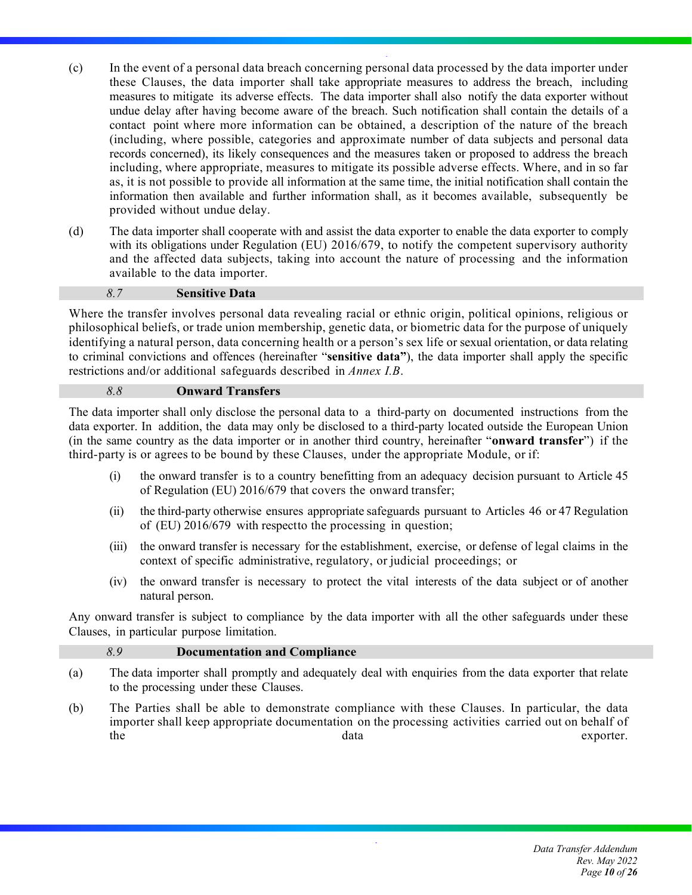(c) In the event of a personal data breach concerning personal data processed by the data importer under these Clauses, the data importer shall take appropriate measures to address the breach, including measures to mitigate its adverse effects. The data importer shall also notify the data exporter without undue delay after having become aware of the breach. Such notification shall contain the details of a contact point where more information can be obtained, a description of the nature of the breach (including, where possible, categories and approximate number of data subjects and personal data records concerned), its likely consequences and the measures taken or proposed to address the breach including, where appropriate, measures to mitigate its possible adverse effects. Where, and in so far as, it is not possible to provide all information at the same time, the initial notification shall contain the information then available and further information shall, as it becomes available, subsequently be provided without undue delay.

(d) The data importer shall cooperate with and assist the data exporter to enable the data exporter to comply with its obligations under Regulation (EU) 2016/679, to notify the competent supervisory authority and the affected data subjects, taking into account the nature of processing and the information available to the data importer.

### *8.7* Sensitive Data

Where the transfer involves personal data revealing racial or ethnic origin, political opinions, religious or philosophical beliefs, or trade union membership, genetic data, or biometric data for the purpose of uniquely identifying a natural person, data concerning health or a person's sex life or sexual orientation, or data relating to criminal convictions and offences (hereinafter "**sensitive data"**), the data importer shall apply the specific restrictions and/or additional safeguards described in *Annex I.B*.

### *8.8* Onward Transfers

The data importer shall only disclose the personal data to a third-party on documented instructions from the data exporter. In addition, the data may only be disclosed to a third-party located outside the European Union (in the same country as the data importer or in another third country, hereinafter "**onward transfer**") if the third-party is or agrees to be bound by these Clauses, under the appropriate Module, or if:

(i) the onward transfer is to a country benefitting from an adequacy decision pursuant to Article 45 of Regulation (EU) 2016/679 that covers the onward transfer;

(ii) the third-party otherwise ensures appropriate safeguards pursuant to Articles 46 or 47 Regulation of (EU) 2016/679 with respectto the processing in question;

(iii) the onward transfer is necessary for the establishment, exercise, or defense of legal claims in the context of specific administrative, regulatory, or judicial proceedings; or

(iv) the onward transfer is necessary to protect the vital interests of the data subject or of another natural person.

Any onward transfer is subject to compliance by the data importer with all the other safeguards under these Clauses, in particular purpose limitation.

### *8.9* Documentation and Compliance

(a) The data importer shall promptly and adequately deal with enquiries from the data exporter that relate to the processing under these Clauses.

(b) The Parties shall be able to demonstrate compliance with these Clauses. In particular, the data importer shall keep appropriate documentation on the processing activities carried out on behalf of the data exporter.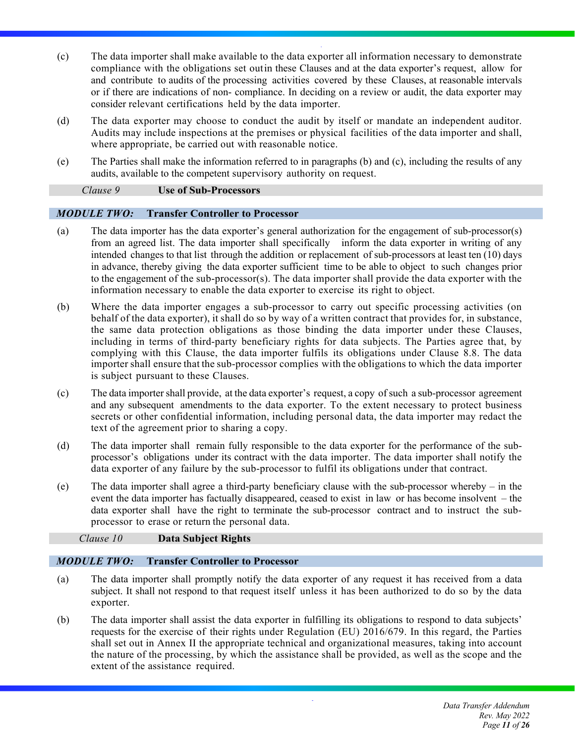(c) The data importer shall make available to the data exporter all information necessary to demonstrate compliance with the obligations set outin these Clauses and at the data exporter's request, allow for and contribute to audits of the processing activities covered by these Clauses, at reasonable intervals or if there are indications of non- compliance. In deciding on a review or audit, the data exporter may consider relevant certifications held by the data importer.

(d) The data exporter may choose to conduct the audit by itself or mandate an independent auditor. Audits may include inspections at the premises or physical facilities of the data importer and shall, where appropriate, be carried out with reasonable notice.

(e) The Parties shall make the information referred to in paragraphs (b) and (c), including the results of any audits, available to the competent supervisory authority on request.

### *Clause 9* **Use of Sub-Processors**

#### *MODULE TWO:* **Transfer Controller to Processor**

(a) The data importer has the data exporter's general authorization for the engagement of sub-processor(s) from an agreed list. The data importer shall specifically inform the data exporter in writing of any intended changes to that list through the addition or replacement of sub-processors at least ten (10) days in advance, thereby giving the data exporter sufficient time to be able to object to such changes prior to the engagement of the sub-processor(s). The data importer shall provide the data exporter with the information necessary to enable the data exporter to exercise its right to object.

(b) Where the data importer engages a sub-processor to carry out specific processing activities (on behalf of the data exporter), it shall do so by way of a written contract that provides for, in substance, the same data protection obligations as those binding the data importer under these Clauses, including in terms of third-party beneficiary rights for data subjects. The Parties agree that, by complying with this Clause, the data importer fulfils its obligations under Clause 8.8. The data importer shall ensure that the sub-processor complies with the obligations to which the data importer is subject pursuant to these Clauses.

(c) The data importer shall provide, at the data exporter's request, a copy of such a sub-processor agreement and any subsequent amendments to the data exporter. To the extent necessary to protect business secrets or other confidential information, including personal data, the data importer may redact the text of the agreement prior to sharing a copy.

(d) The data importer shall remain fully responsible to the data exporter for the performance of the sub-processor's obligations under its contract with the data importer. The data importer shall notify the data exporter of any failure by the sub-processor to fulfil its obligations under that contract.

(e) The data importer shall agree a third-party beneficiary clause with the sub-processor whereby – in the event the data importer has factually disappeared, ceased to exist in law or has become insolvent – the data exporter shall have the right to terminate the sub-processor contract and to instruct the sub-processor to erase or return the personal data.

### *Clause 10* **Data Subject Rights**

#### *MODULE TWO:* **Transfer Controller to Processor**

(a) The data importer shall promptly notify the data exporter of any request it has received from a data subject. It shall not respond to that request itself unless it has been authorized to do so by the data exporter.

(b) The data importer shall assist the data exporter in fulfilling its obligations to respond to data subjects' requests for the exercise of their rights under Regulation (EU) 2016/679. In this regard, the Parties shall set out in Annex II the appropriate technical and organizational measures, taking into account the nature of the processing, by which the assistance shall be provided, as well as the scope and the extent of the assistance required.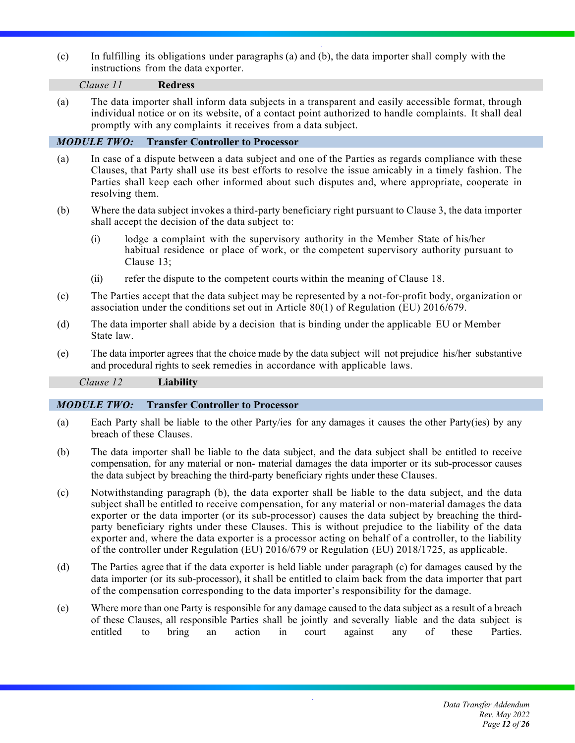(c) In fulfilling its obligations under paragraphs (a) and (b), the data importer shall comply with the instructions from the data exporter.

## *Clause 11* **Redress**

(a) The data importer shall inform data subjects in a transparent and easily accessible format, through individual notice or on its website, of a contact point authorized to handle complaints. It shall deal promptly with any complaints it receives from a data subject.

### ***MODULE TWO:*** **Transfer Controller to Processor**

(a) In case of a dispute between a data subject and one of the Parties as regards compliance with these Clauses, that Party shall use its best efforts to resolve the issue amicably in a timely fashion. The Parties shall keep each other informed about such disputes and, where appropriate, cooperate in resolving them.

(b) Where the data subject invokes a third-party beneficiary right pursuant to Clause 3, the data importer shall accept the decision of the data subject to:

(i) lodge a complaint with the supervisory authority in the Member State of his/her habitual residence or place of work, or the competent supervisory authority pursuant to Clause 13;

(ii) refer the dispute to the competent courts within the meaning of Clause 18.

(c) The Parties accept that the data subject may be represented by a not-for-profit body, organization or association under the conditions set out in Article 80(1) of Regulation (EU) 2016/679.

(d) The data importer shall abide by a decision that is binding under the applicable EU or Member State law.

(e) The data importer agrees that the choice made by the data subject will not prejudice his/her substantive and procedural rights to seek remedies in accordance with applicable laws.

## *Clause 12* **Liability**

### ***MODULE TWO:*** **Transfer Controller to Processor**

(a) Each Party shall be liable to the other Party/ies for any damages it causes the other Party(ies) by any breach of these Clauses.

(b) The data importer shall be liable to the data subject, and the data subject shall be entitled to receive compensation, for any material or non- material damages the data importer or its sub-processor causes the data subject by breaching the third-party beneficiary rights under these Clauses.

(c) Notwithstanding paragraph (b), the data exporter shall be liable to the data subject, and the data subject shall be entitled to receive compensation, for any material or non-material damages the data exporter or the data importer (or its sub-processor) causes the data subject by breaching the third-party beneficiary rights under these Clauses. This is without prejudice to the liability of the data exporter and, where the data exporter is a processor acting on behalf of a controller, to the liability of the controller under Regulation (EU) 2016/679 or Regulation (EU) 2018/1725, as applicable.

(d) The Parties agree that if the data exporter is held liable under paragraph (c) for damages caused by the data importer (or its sub-processor), it shall be entitled to claim back from the data importer that part of the compensation corresponding to the data importer's responsibility for the damage.

(e) Where more than one Party is responsible for any damage caused to the data subject as a result of a breach of these Clauses, all responsible Parties shall be jointly and severally liable and the data subject is entitled to bring an action in court against any of these Parties.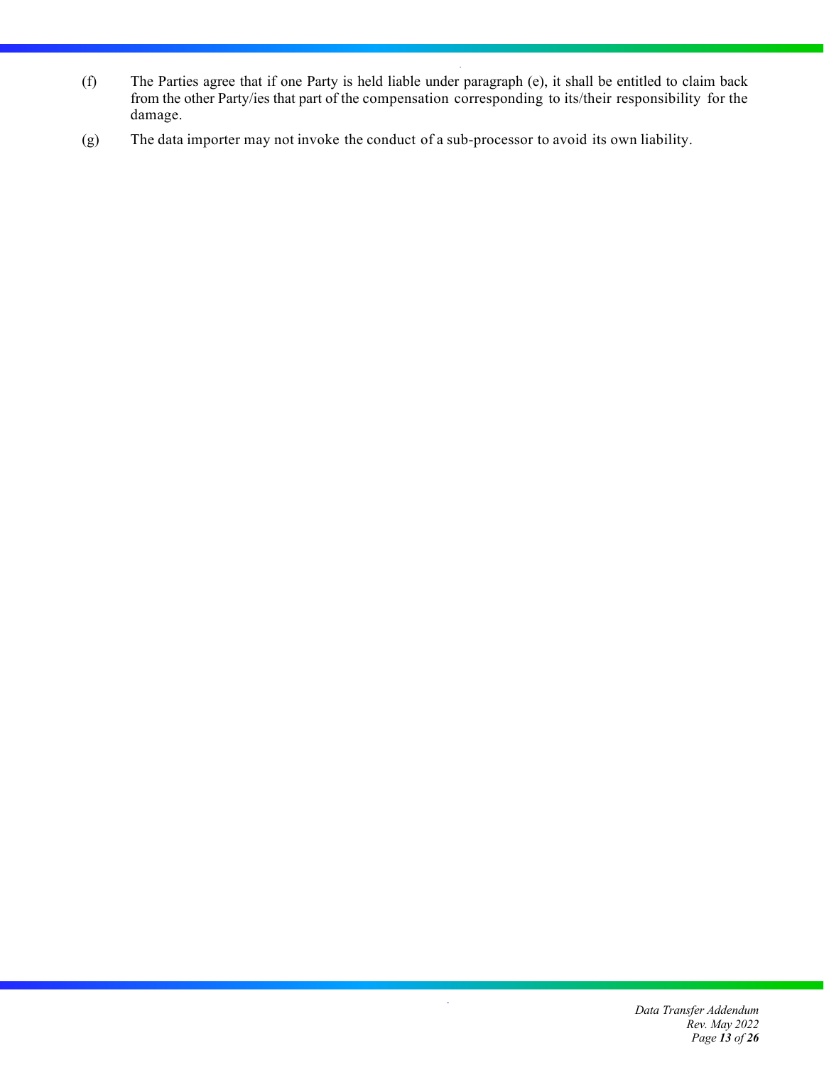(f) The Parties agree that if one Party is held liable under paragraph (e), it shall be entitled to claim back from the other Party/ies that part of the compensation corresponding to its/their responsibility for the damage.

(g) The data importer may not invoke the conduct of a sub-processor to avoid its own liability.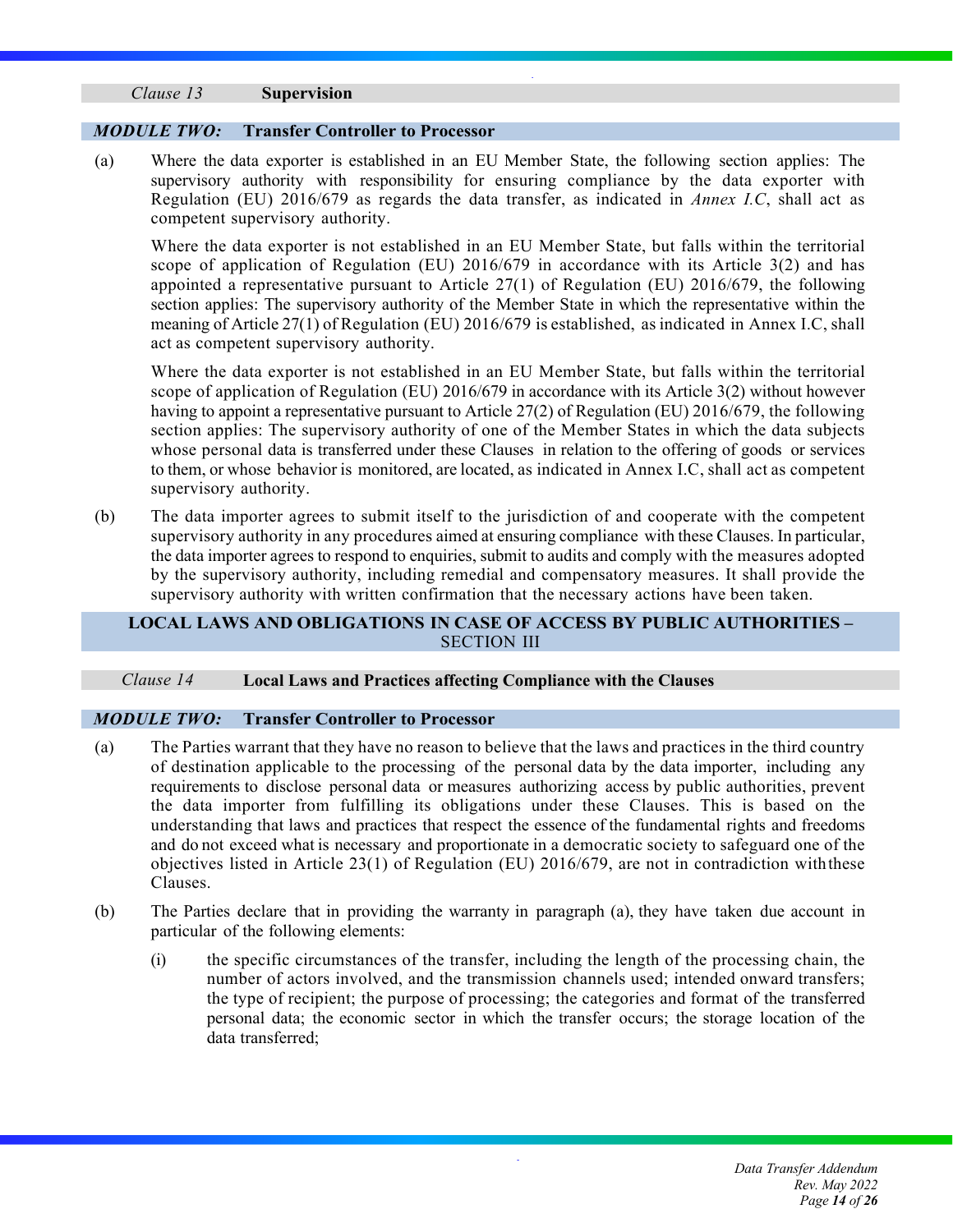### *Clause 13* **Supervision**

#### *MODULE TWO:* **Transfer Controller to Processor**

(a) Where the data exporter is established in an EU Member State, the following section applies: The supervisory authority with responsibility for ensuring compliance by the data exporter with Regulation (EU) 2016/679 as regards the data transfer, as indicated in *Annex I.C*, shall act as competent supervisory authority.

Where the data exporter is not established in an EU Member State, but falls within the territorial scope of application of Regulation (EU) 2016/679 in accordance with its Article 3(2) and has appointed a representative pursuant to Article 27(1) of Regulation (EU) 2016/679, the following section applies: The supervisory authority of the Member State in which the representative within the meaning of Article 27(1) of Regulation (EU) 2016/679 is established, as indicated in Annex I.C, shall act as competent supervisory authority.

Where the data exporter is not established in an EU Member State, but falls within the territorial scope of application of Regulation (EU) 2016/679 in accordance with its Article 3(2) without however having to appoint a representative pursuant to Article 27(2) of Regulation (EU) 2016/679, the following section applies: The supervisory authority of one of the Member States in which the data subjects whose personal data is transferred under these Clauses in relation to the offering of goods or services to them, or whose behavior is monitored, are located, as indicated in Annex I.C, shall act as competent supervisory authority.

(b) The data importer agrees to submit itself to the jurisdiction of and cooperate with the competent supervisory authority in any procedures aimed at ensuring compliance with these Clauses. In particular, the data importer agrees to respond to enquiries, submit to audits and comply with the measures adopted by the supervisory authority, including remedial and compensatory measures. It shall provide the supervisory authority with written confirmation that the necessary actions have been taken.

## LOCAL LAWS AND OBLIGATIONS IN CASE OF ACCESS BY PUBLIC AUTHORITIES – SECTION III

### *Clause 14* **Local Laws and Practices affecting Compliance with the Clauses**

#### *MODULE TWO:* **Transfer Controller to Processor**

(a) The Parties warrant that they have no reason to believe that the laws and practices in the third country of destination applicable to the processing of the personal data by the data importer, including any requirements to disclose personal data or measures authorizing access by public authorities, prevent the data importer from fulfilling its obligations under these Clauses. This is based on the understanding that laws and practices that respect the essence of the fundamental rights and freedoms and do not exceed what is necessary and proportionate in a democratic society to safeguard one of the objectives listed in Article 23(1) of Regulation (EU) 2016/679, are not in contradiction with these Clauses.

(b) The Parties declare that in providing the warranty in paragraph (a), they have taken due account in particular of the following elements:

(i) the specific circumstances of the transfer, including the length of the processing chain, the number of actors involved, and the transmission channels used; intended onward transfers; the type of recipient; the purpose of processing; the categories and format of the transferred personal data; the economic sector in which the transfer occurs; the storage location of the data transferred;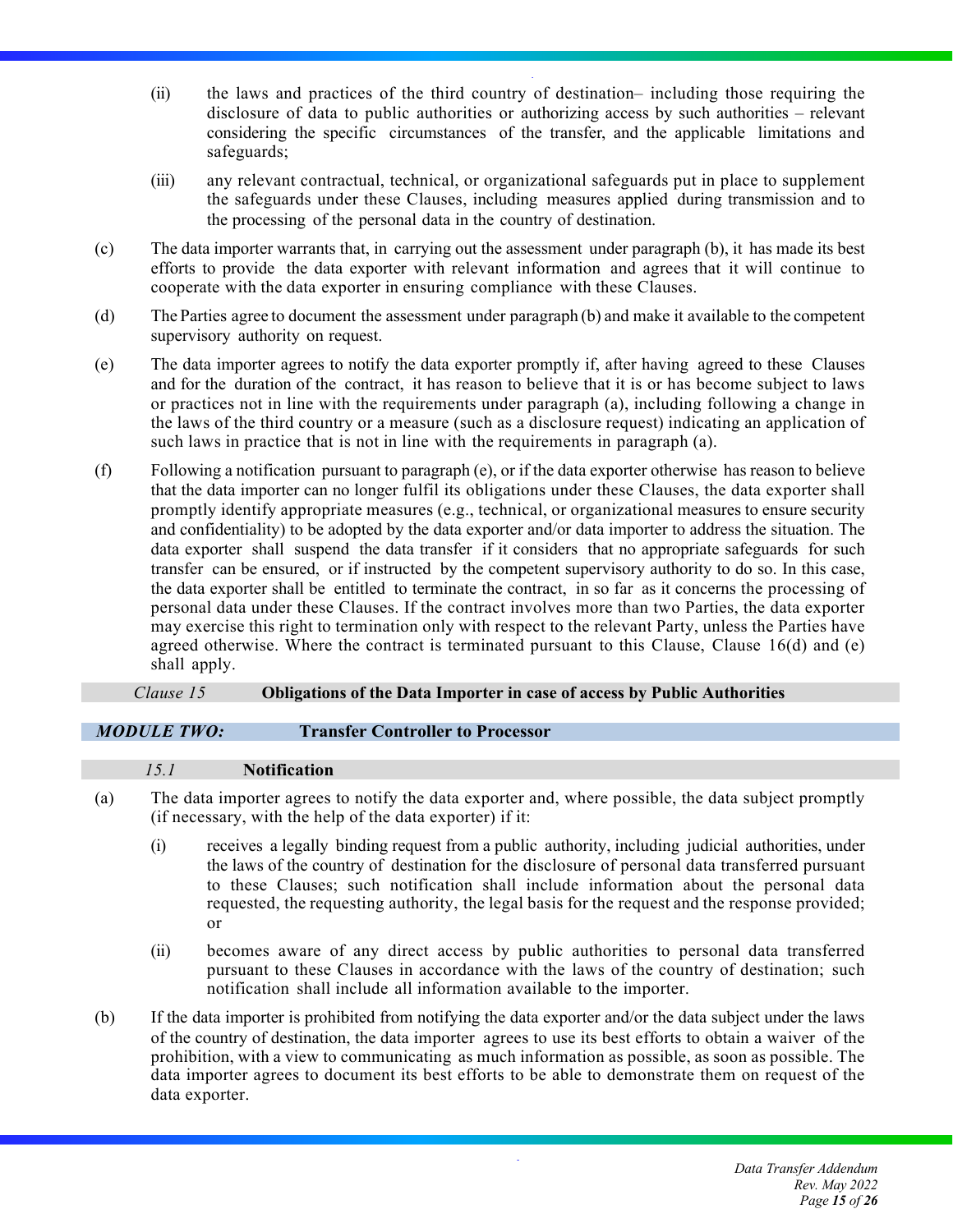(ii) the laws and practices of the third country of destination– including those requiring the disclosure of data to public authorities or authorizing access by such authorities – relevant considering the specific circumstances of the transfer, and the applicable limitations and safeguards;

(iii) any relevant contractual, technical, or organizational safeguards put in place to supplement the safeguards under these Clauses, including measures applied during transmission and to the processing of the personal data in the country of destination.

(c) The data importer warrants that, in carrying out the assessment under paragraph (b), it has made its best efforts to provide the data exporter with relevant information and agrees that it will continue to cooperate with the data exporter in ensuring compliance with these Clauses.

(d) The Parties agree to document the assessment under paragraph (b) and make it available to the competent supervisory authority on request.

(e) The data importer agrees to notify the data exporter promptly if, after having agreed to these Clauses and for the duration of the contract, it has reason to believe that it is or has become subject to laws or practices not in line with the requirements under paragraph (a), including following a change in the laws of the third country or a measure (such as a disclosure request) indicating an application of such laws in practice that is not in line with the requirements in paragraph (a).

(f) Following a notification pursuant to paragraph (e), or if the data exporter otherwise has reason to believe that the data importer can no longer fulfil its obligations under these Clauses, the data exporter shall promptly identify appropriate measures (e.g., technical, or organizational measures to ensure security and confidentiality) to be adopted by the data exporter and/or data importer to address the situation. The data exporter shall suspend the data transfer if it considers that no appropriate safeguards for such transfer can be ensured, or if instructed by the competent supervisory authority to do so. In this case, the data exporter shall be entitled to terminate the contract, in so far as it concerns the processing of personal data under these Clauses. If the contract involves more than two Parties, the data exporter may exercise this right to termination only with respect to the relevant Party, unless the Parties have agreed otherwise. Where the contract is terminated pursuant to this Clause, Clause 16(d) and (e) shall apply.

## *Clause 15* **Obligations of the Data Importer in case of access by Public Authorities**

### ***MODULE TWO:*** **Transfer Controller to Processor**

#### *15.1* **Notification**

(a) The data importer agrees to notify the data exporter and, where possible, the data subject promptly (if necessary, with the help of the data exporter) if it:

(i) receives a legally binding request from a public authority, including judicial authorities, under the laws of the country of destination for the disclosure of personal data transferred pursuant to these Clauses; such notification shall include information about the personal data requested, the requesting authority, the legal basis for the request and the response provided; or

(ii) becomes aware of any direct access by public authorities to personal data transferred pursuant to these Clauses in accordance with the laws of the country of destination; such notification shall include all information available to the importer.

(b) If the data importer is prohibited from notifying the data exporter and/or the data subject under the laws of the country of destination, the data importer agrees to use its best efforts to obtain a waiver of the prohibition, with a view to communicating as much information as possible, as soon as possible. The data importer agrees to document its best efforts to be able to demonstrate them on request of the data exporter.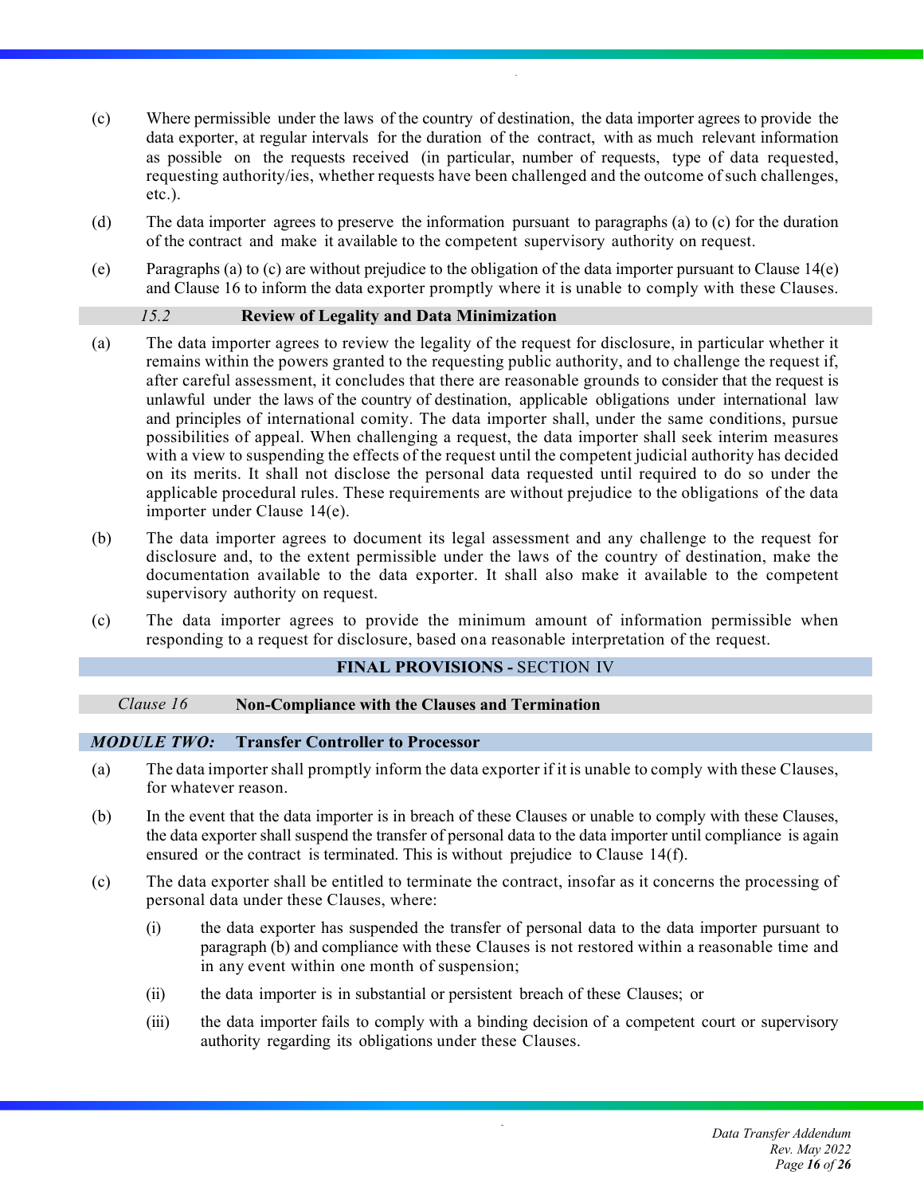(c) Where permissible under the laws of the country of destination, the data importer agrees to provide the data exporter, at regular intervals for the duration of the contract, with as much relevant information as possible on the requests received (in particular, number of requests, type of data requested, requesting authority/ies, whether requests have been challenged and the outcome of such challenges, etc.).

(d) The data importer agrees to preserve the information pursuant to paragraphs (a) to (c) for the duration of the contract and make it available to the competent supervisory authority on request.

(e) Paragraphs (a) to (c) are without prejudice to the obligation of the data importer pursuant to Clause 14(e) and Clause 16 to inform the data exporter promptly where it is unable to comply with these Clauses.

### *15.2* Review of Legality and Data Minimization

(a) The data importer agrees to review the legality of the request for disclosure, in particular whether it remains within the powers granted to the requesting public authority, and to challenge the request if, after careful assessment, it concludes that there are reasonable grounds to consider that the request is unlawful under the laws of the country of destination, applicable obligations under international law and principles of international comity. The data importer shall, under the same conditions, pursue possibilities of appeal. When challenging a request, the data importer shall seek interim measures with a view to suspending the effects of the request until the competent judicial authority has decided on its merits. It shall not disclose the personal data requested until required to do so under the applicable procedural rules. These requirements are without prejudice to the obligations of the data importer under Clause 14(e).

(b) The data importer agrees to document its legal assessment and any challenge to the request for disclosure and, to the extent permissible under the laws of the country of destination, make the documentation available to the data exporter. It shall also make it available to the competent supervisory authority on request.

(c) The data importer agrees to provide the minimum amount of information permissible when responding to a request for disclosure, based on a reasonable interpretation of the request.

## FINAL PROVISIONS - SECTION IV

### *Clause 16* Non-Compliance with the Clauses and Termination

#### *MODULE TWO:* Transfer Controller to Processor

(a) The data importer shall promptly inform the data exporter if it is unable to comply with these Clauses, for whatever reason.

(b) In the event that the data importer is in breach of these Clauses or unable to comply with these Clauses, the data exporter shall suspend the transfer of personal data to the data importer until compliance is again ensured or the contract is terminated. This is without prejudice to Clause 14(f).

(c) The data exporter shall be entitled to terminate the contract, insofar as it concerns the processing of personal data under these Clauses, where:

 (i) the data exporter has suspended the transfer of personal data to the data importer pursuant to paragraph (b) and compliance with these Clauses is not restored within a reasonable time and in any event within one month of suspension;

 (ii) the data importer is in substantial or persistent breach of these Clauses; or

 (iii) the data importer fails to comply with a binding decision of a competent court or supervisory authority regarding its obligations under these Clauses.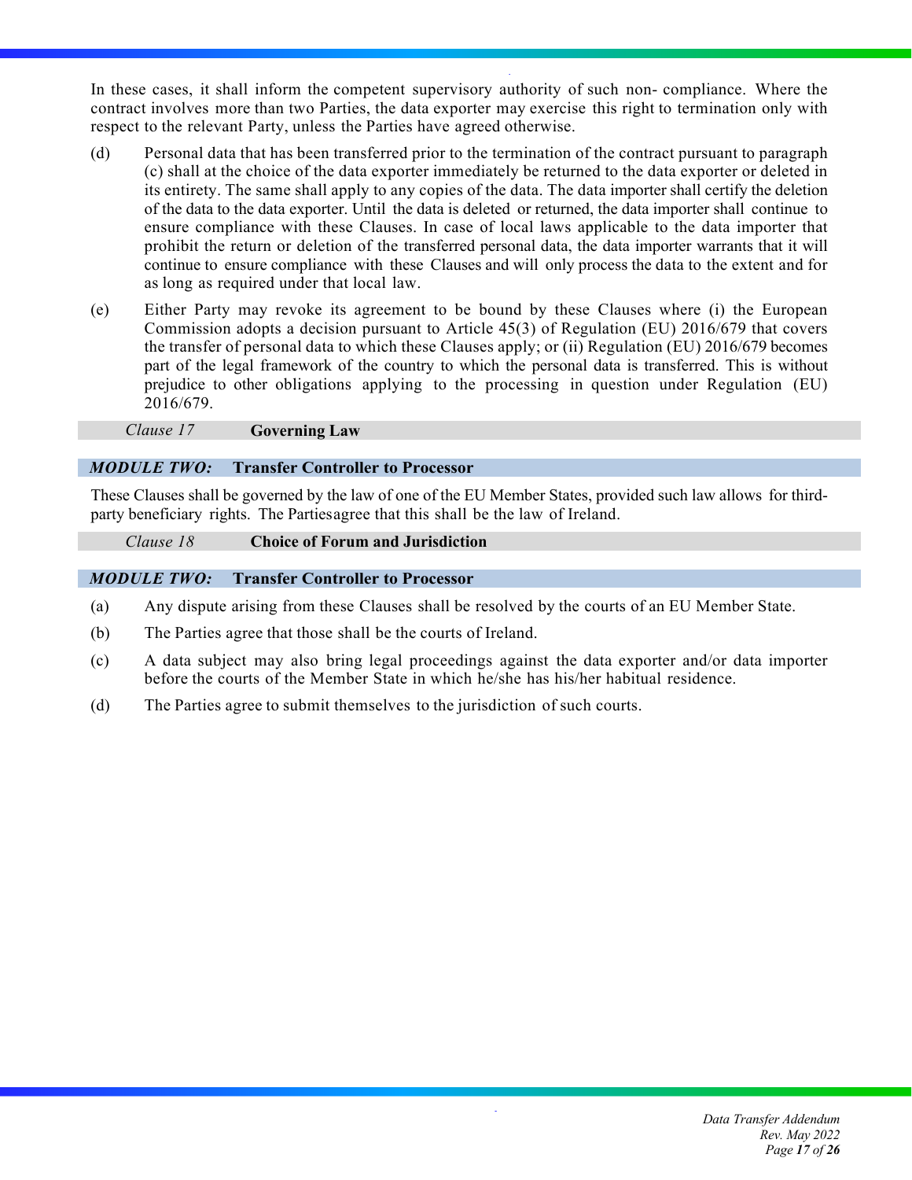In these cases, it shall inform the competent supervisory authority of such non- compliance. Where the contract involves more than two Parties, the data exporter may exercise this right to termination only with respect to the relevant Party, unless the Parties have agreed otherwise.

(d) Personal data that has been transferred prior to the termination of the contract pursuant to paragraph (c) shall at the choice of the data exporter immediately be returned to the data exporter or deleted in its entirety. The same shall apply to any copies of the data. The data importer shall certify the deletion of the data to the data exporter. Until the data is deleted or returned, the data importer shall continue to ensure compliance with these Clauses. In case of local laws applicable to the data importer that prohibit the return or deletion of the transferred personal data, the data importer warrants that it will continue to ensure compliance with these Clauses and will only process the data to the extent and for as long as required under that local law.

(e) Either Party may revoke its agreement to be bound by these Clauses where (i) the European Commission adopts a decision pursuant to Article 45(3) of Regulation (EU) 2016/679 that covers the transfer of personal data to which these Clauses apply; or (ii) Regulation (EU) 2016/679 becomes part of the legal framework of the country to which the personal data is transferred. This is without prejudice to other obligations applying to the processing in question under Regulation (EU) 2016/679.

## *Clause 17* **Governing Law**

### ***MODULE TWO:*** **Transfer Controller to Processor**

These Clauses shall be governed by the law of one of the EU Member States, provided such law allows for third-party beneficiary rights. The Partiesagree that this shall be the law of Ireland.

## *Clause 18* **Choice of Forum and Jurisdiction**

### ***MODULE TWO:*** **Transfer Controller to Processor**

(a) Any dispute arising from these Clauses shall be resolved by the courts of an EU Member State.

(b) The Parties agree that those shall be the courts of Ireland.

(c) A data subject may also bring legal proceedings against the data exporter and/or data importer before the courts of the Member State in which he/she has his/her habitual residence.

(d) The Parties agree to submit themselves to the jurisdiction of such courts.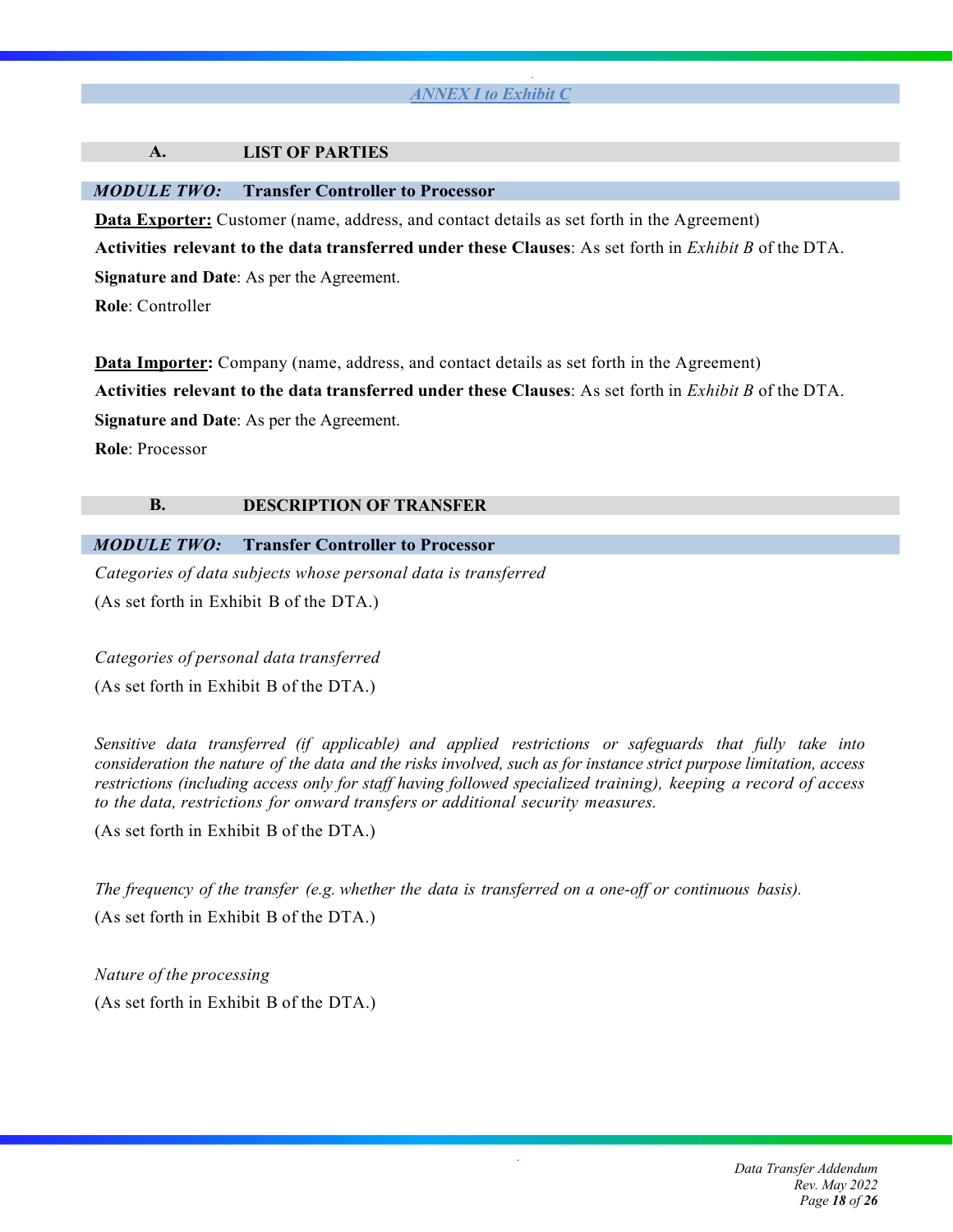## *ANNEX I to Exhibit C*

### A. LIST OF PARTIES

***MODULE TWO:*** **Transfer Controller to Processor**

**Data Exporter:** Customer (name, address, and contact details as set forth in the Agreement)

**Activities relevant to the data transferred under these Clauses**: As set forth in *Exhibit B* of the DTA.

**Signature and Date**: As per the Agreement.

**Role**: Controller

**Data Importer:** Company (name, address, and contact details as set forth in the Agreement)

**Activities relevant to the data transferred under these Clauses**: As set forth in *Exhibit B* of the DTA.

**Signature and Date**: As per the Agreement.

**Role**: Processor

### B. DESCRIPTION OF TRANSFER

***MODULE TWO:*** **Transfer Controller to Processor**

*Categories of data subjects whose personal data is transferred*

(As set forth in Exhibit B of the DTA.)

*Categories of personal data transferred*

(As set forth in Exhibit B of the DTA.)

*Sensitive data transferred (if applicable) and applied restrictions or safeguards that fully take into consideration the nature of the data and the risks involved, such as for instance strict purpose limitation, access restrictions (including access only for staff having followed specialized training), keeping a record of access to the data, restrictions for onward transfers or additional security measures.*

(As set forth in Exhibit B of the DTA.)

*The frequency of the transfer (e.g. whether the data is transferred on a one-off or continuous basis).*

(As set forth in Exhibit B of the DTA.)

*Nature of the processing*

(As set forth in Exhibit B of the DTA.)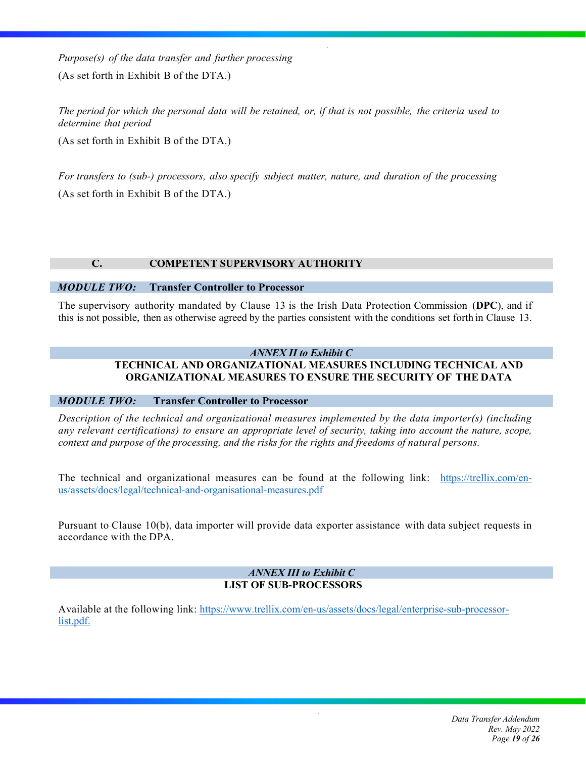*Purpose(s) of the data transfer and further processing*

(As set forth in Exhibit B of the DTA.)

*The period for which the personal data will be retained, or, if that is not possible, the criteria used to determine that period*

(As set forth in Exhibit B of the DTA.)

*For transfers to (sub-) processors, also specify subject matter, nature, and duration of the processing*

(As set forth in Exhibit B of the DTA.)

## C. COMPETENT SUPERVISORY AUTHORITY

### *MODULE TWO:* Transfer Controller to Processor

The supervisory authority mandated by Clause 13 is the Irish Data Protection Commission (**DPC**), and if this is not possible, then as otherwise agreed by the parties consistent with the conditions set forth in Clause 13.

## *ANNEX II to Exhibit C*

## TECHNICAL AND ORGANIZATIONAL MEASURES INCLUDING TECHNICAL AND ORGANIZATIONAL MEASURES TO ENSURE THE SECURITY OF THE DATA

### *MODULE TWO:* Transfer Controller to Processor

*Description of the technical and organizational measures implemented by the data importer(s) (including any relevant certifications) to ensure an appropriate level of security, taking into account the nature, scope, context and purpose of the processing, and the risks for the rights and freedoms of natural persons.*

The technical and organizational measures can be found at the following link: https://trellix.com/en-us/assets/docs/legal/technical-and-organisational-measures.pdf

Pursuant to Clause 10(b), data importer will provide data exporter assistance with data subject requests in accordance with the DPA.

## *ANNEX III to Exhibit C*

## LIST OF SUB-PROCESSORS

Available at the following link: https://www.trellix.com/en-us/assets/docs/legal/enterprise-sub-processor-list.pdf.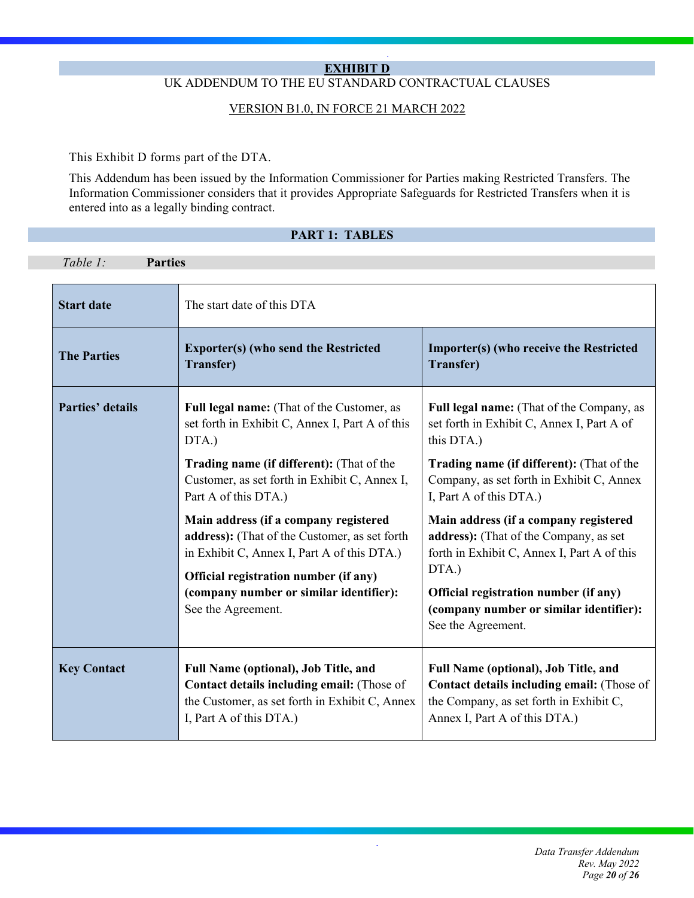# EXHIBIT D

UK ADDENDUM TO THE EU STANDARD CONTRACTUAL CLAUSES

VERSION B1.0, IN FORCE 21 MARCH 2022

This Exhibit D forms part of the DTA.

This Addendum has been issued by the Information Commissioner for Parties making Restricted Transfers. The Information Commissioner considers that it provides Appropriate Safeguards for Restricted Transfers when it is entered into as a legally binding contract.

## PART 1: TABLES

*Table 1:* **Parties**

| **Start date** | The start date of this DTA | |
|---|---|---|
| **The Parties** | **Exporter(s) (who send the Restricted Transfer)** | **Importer(s) (who receive the Restricted Transfer)** |
| **Parties' details** | **Full legal name:** (That of the Customer, as set forth in Exhibit C, Annex I, Part A of this DTA.)<br><br>**Trading name (if different):** (That of the Customer, as set forth in Exhibit C, Annex I, Part A of this DTA.)<br><br>**Main address (if a company registered address):** (That of the Customer, as set forth in Exhibit C, Annex I, Part A of this DTA.)<br><br>**Official registration number (if any) (company number or similar identifier):** See the Agreement. | **Full legal name:** (That of the Company, as set forth in Exhibit C, Annex I, Part A of this DTA.)<br><br>**Trading name (if different):** (That of the Company, as set forth in Exhibit C, Annex I, Part A of this DTA.)<br><br>**Main address (if a company registered address):** (That of the Company, as set forth in Exhibit C, Annex I, Part A of this DTA.)<br><br>**Official registration number (if any) (company number or similar identifier):** See the Agreement. |
| **Key Contact** | **Full Name (optional), Job Title, and Contact details including email:** (Those of the Customer, as set forth in Exhibit C, Annex I, Part A of this DTA.) | **Full Name (optional), Job Title, and Contact details including email:** (Those of the Company, as set forth in Exhibit C, Annex I, Part A of this DTA.) |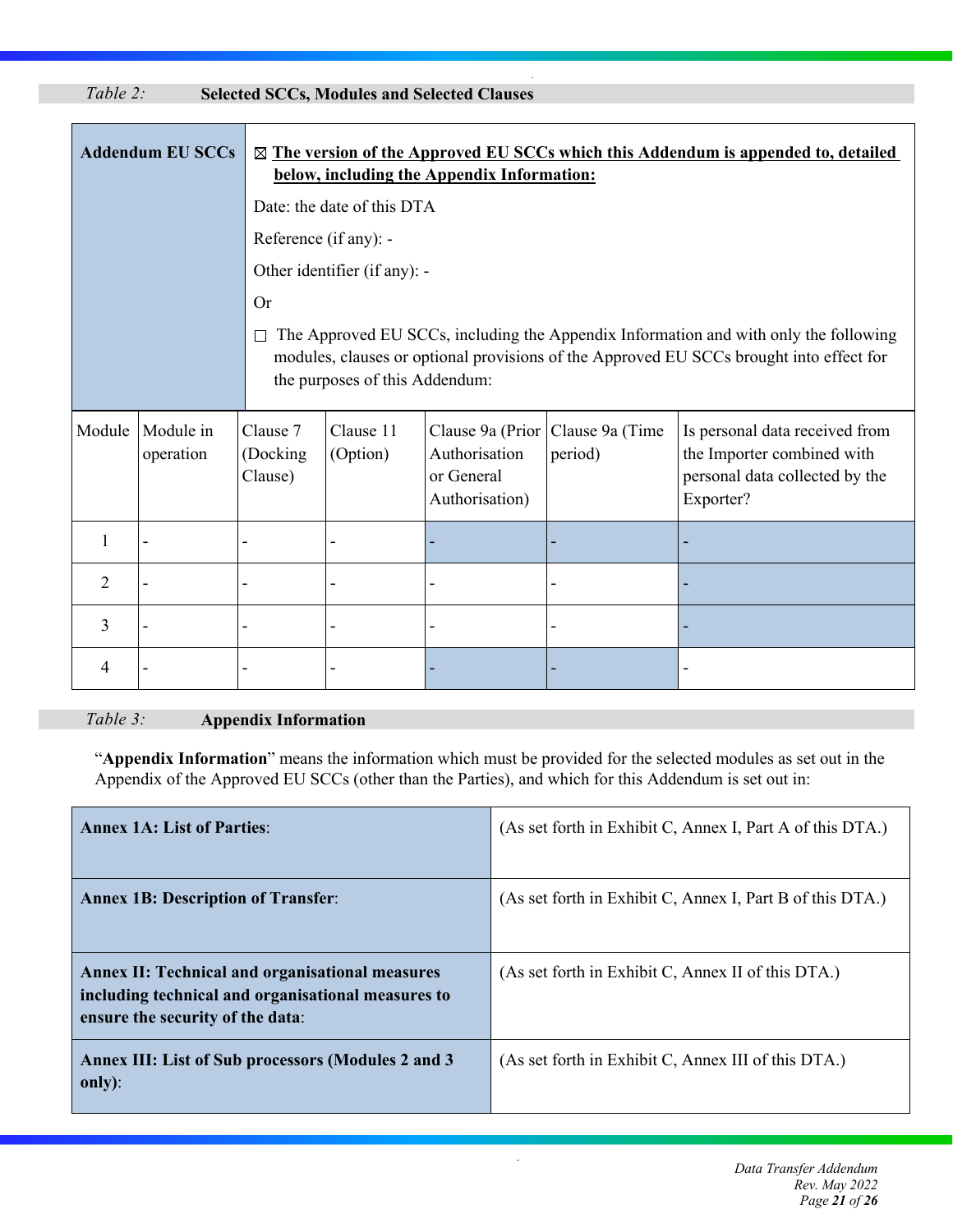*Table 2:* **Selected SCCs, Modules and Selected Clauses**

| **Addendum EU SCCs** | | ☒ **The version of the Approved EU SCCs which this Addendum is appended to, detailed below, including the Appendix Information:**<br><br>Date: the date of this DTA<br><br>Reference (if any): -<br><br>Other identifier (if any): -<br><br>Or<br><br>☐ The Approved EU SCCs, including the Appendix Information and with only the following modules, clauses or optional provisions of the Approved EU SCCs brought into effect for the purposes of this Addendum: | | | | |
|---|---|---|---|---|---|---|
| Module | Module in operation | Clause 7 (Docking Clause) | Clause 11 (Option) | Clause 9a (Prior Authorisation or General Authorisation) | Clause 9a (Time period) | Is personal data received from the Importer combined with personal data collected by the Exporter? |
| 1 | - | - | - | - | - | - |
| 2 | - | - | - | - | - | - |
| 3 | - | - | - | - | - | - |
| 4 | - | - | - | - | - | - |

*Table 3:* **Appendix Information**

"**Appendix Information**" means the information which must be provided for the selected modules as set out in the Appendix of the Approved EU SCCs (other than the Parties), and which for this Addendum is set out in:

| | |
|---|---|
| **Annex 1A: List of Parties**: | (As set forth in Exhibit C, Annex I, Part A of this DTA.) |
| **Annex 1B: Description of Transfer**: | (As set forth in Exhibit C, Annex I, Part B of this DTA.) |
| **Annex II: Technical and organisational measures including technical and organisational measures to ensure the security of the data**: | (As set forth in Exhibit C, Annex II of this DTA.) |
| **Annex III: List of Sub processors (Modules 2 and 3 only)**: | (As set forth in Exhibit C, Annex III of this DTA.) |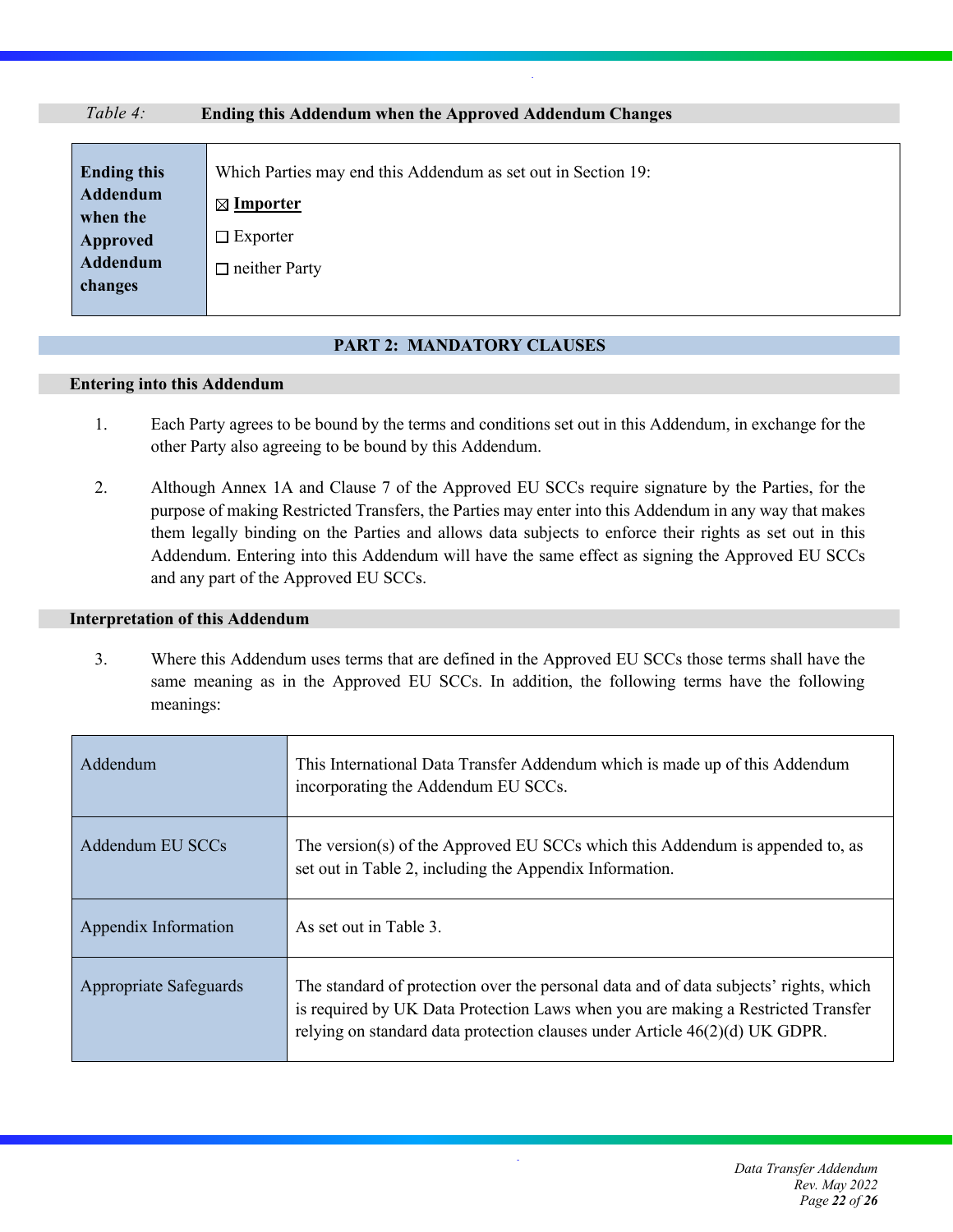*Table 4:* **Ending this Addendum when the Approved Addendum Changes**

| **Ending this Addendum when the Approved Addendum changes** | Which Parties may end this Addendum as set out in Section 19:<br>☒ **Importer**<br>☐ Exporter<br>☐ neither Party |
|---|---|

## PART 2: MANDATORY CLAUSES

### Entering into this Addendum

1. Each Party agrees to be bound by the terms and conditions set out in this Addendum, in exchange for the other Party also agreeing to be bound by this Addendum.

2. Although Annex 1A and Clause 7 of the Approved EU SCCs require signature by the Parties, for the purpose of making Restricted Transfers, the Parties may enter into this Addendum in any way that makes them legally binding on the Parties and allows data subjects to enforce their rights as set out in this Addendum. Entering into this Addendum will have the same effect as signing the Approved EU SCCs and any part of the Approved EU SCCs.

### Interpretation of this Addendum

3. Where this Addendum uses terms that are defined in the Approved EU SCCs those terms shall have the same meaning as in the Approved EU SCCs. In addition, the following terms have the following meanings:

| Addendum | This International Data Transfer Addendum which is made up of this Addendum incorporating the Addendum EU SCCs. |
|---|---|
| Addendum EU SCCs | The version(s) of the Approved EU SCCs which this Addendum is appended to, as set out in Table 2, including the Appendix Information. |
| Appendix Information | As set out in Table 3. |
| Appropriate Safeguards | The standard of protection over the personal data and of data subjects' rights, which is required by UK Data Protection Laws when you are making a Restricted Transfer relying on standard data protection clauses under Article 46(2)(d) UK GDPR. |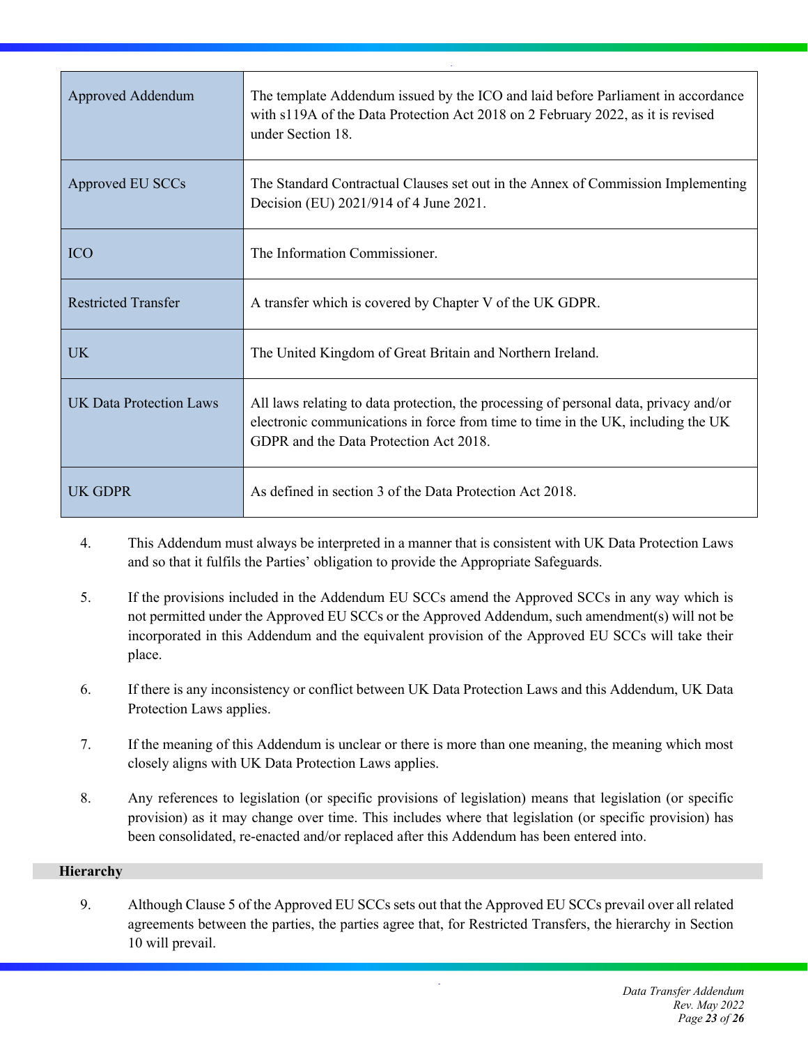| | |
|---|---|
| Approved Addendum | The template Addendum issued by the ICO and laid before Parliament in accordance with s119A of the Data Protection Act 2018 on 2 February 2022, as it is revised under Section 18. |
| Approved EU SCCs | The Standard Contractual Clauses set out in the Annex of Commission Implementing Decision (EU) 2021/914 of 4 June 2021. |
| ICO | The Information Commissioner. |
| Restricted Transfer | A transfer which is covered by Chapter V of the UK GDPR. |
| UK | The United Kingdom of Great Britain and Northern Ireland. |
| UK Data Protection Laws | All laws relating to data protection, the processing of personal data, privacy and/or electronic communications in force from time to time in the UK, including the UK GDPR and the Data Protection Act 2018. |
| UK GDPR | As defined in section 3 of the Data Protection Act 2018. |

4. This Addendum must always be interpreted in a manner that is consistent with UK Data Protection Laws and so that it fulfils the Parties' obligation to provide the Appropriate Safeguards.

5. If the provisions included in the Addendum EU SCCs amend the Approved SCCs in any way which is not permitted under the Approved EU SCCs or the Approved Addendum, such amendment(s) will not be incorporated in this Addendum and the equivalent provision of the Approved EU SCCs will take their place.

6. If there is any inconsistency or conflict between UK Data Protection Laws and this Addendum, UK Data Protection Laws applies.

7. If the meaning of this Addendum is unclear or there is more than one meaning, the meaning which most closely aligns with UK Data Protection Laws applies.

8. Any references to legislation (or specific provisions of legislation) means that legislation (or specific provision) as it may change over time. This includes where that legislation (or specific provision) has been consolidated, re-enacted and/or replaced after this Addendum has been entered into.

**Hierarchy**

9. Although Clause 5 of the Approved EU SCCs sets out that the Approved EU SCCs prevail over all related agreements between the parties, the parties agree that, for Restricted Transfers, the hierarchy in Section 10 will prevail.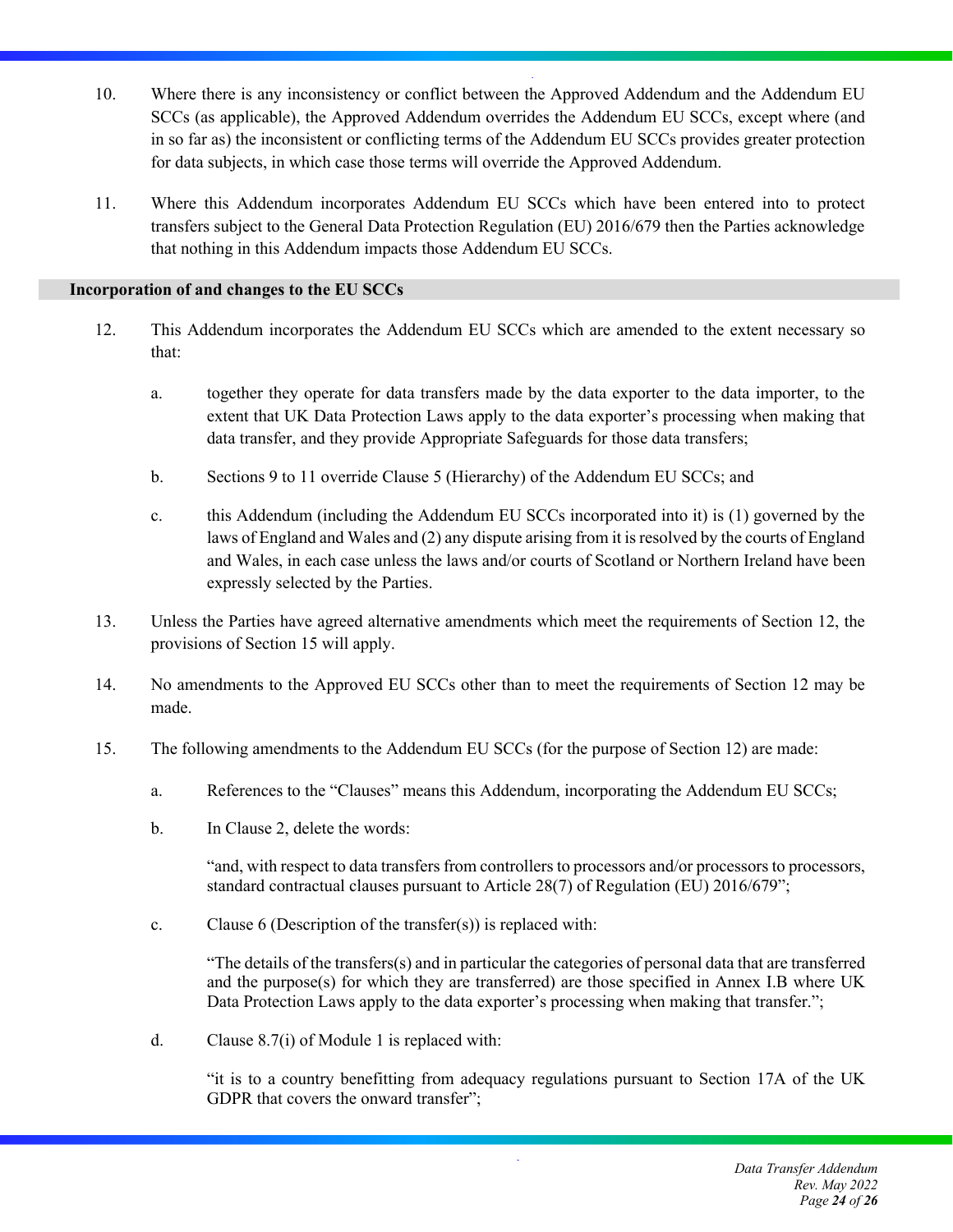10. Where there is any inconsistency or conflict between the Approved Addendum and the Addendum EU SCCs (as applicable), the Approved Addendum overrides the Addendum EU SCCs, except where (and in so far as) the inconsistent or conflicting terms of the Addendum EU SCCs provides greater protection for data subjects, in which case those terms will override the Approved Addendum.

11. Where this Addendum incorporates Addendum EU SCCs which have been entered into to protect transfers subject to the General Data Protection Regulation (EU) 2016/679 then the Parties acknowledge that nothing in this Addendum impacts those Addendum EU SCCs.

**Incorporation of and changes to the EU SCCs**

12. This Addendum incorporates the Addendum EU SCCs which are amended to the extent necessary so that:

    a. together they operate for data transfers made by the data exporter to the data importer, to the extent that UK Data Protection Laws apply to the data exporter's processing when making that data transfer, and they provide Appropriate Safeguards for those data transfers;

    b. Sections 9 to 11 override Clause 5 (Hierarchy) of the Addendum EU SCCs; and

    c. this Addendum (including the Addendum EU SCCs incorporated into it) is (1) governed by the laws of England and Wales and (2) any dispute arising from it is resolved by the courts of England and Wales, in each case unless the laws and/or courts of Scotland or Northern Ireland have been expressly selected by the Parties.

13. Unless the Parties have agreed alternative amendments which meet the requirements of Section 12, the provisions of Section 15 will apply.

14. No amendments to the Approved EU SCCs other than to meet the requirements of Section 12 may be made.

15. The following amendments to the Addendum EU SCCs (for the purpose of Section 12) are made:

    a. References to the "Clauses" means this Addendum, incorporating the Addendum EU SCCs;

    b. In Clause 2, delete the words:

       "and, with respect to data transfers from controllers to processors and/or processors to processors, standard contractual clauses pursuant to Article 28(7) of Regulation (EU) 2016/679";

    c. Clause 6 (Description of the transfer(s)) is replaced with:

       "The details of the transfers(s) and in particular the categories of personal data that are transferred and the purpose(s) for which they are transferred) are those specified in Annex I.B where UK Data Protection Laws apply to the data exporter's processing when making that transfer.";

    d. Clause 8.7(i) of Module 1 is replaced with:

       "it is to a country benefitting from adequacy regulations pursuant to Section 17A of the UK GDPR that covers the onward transfer";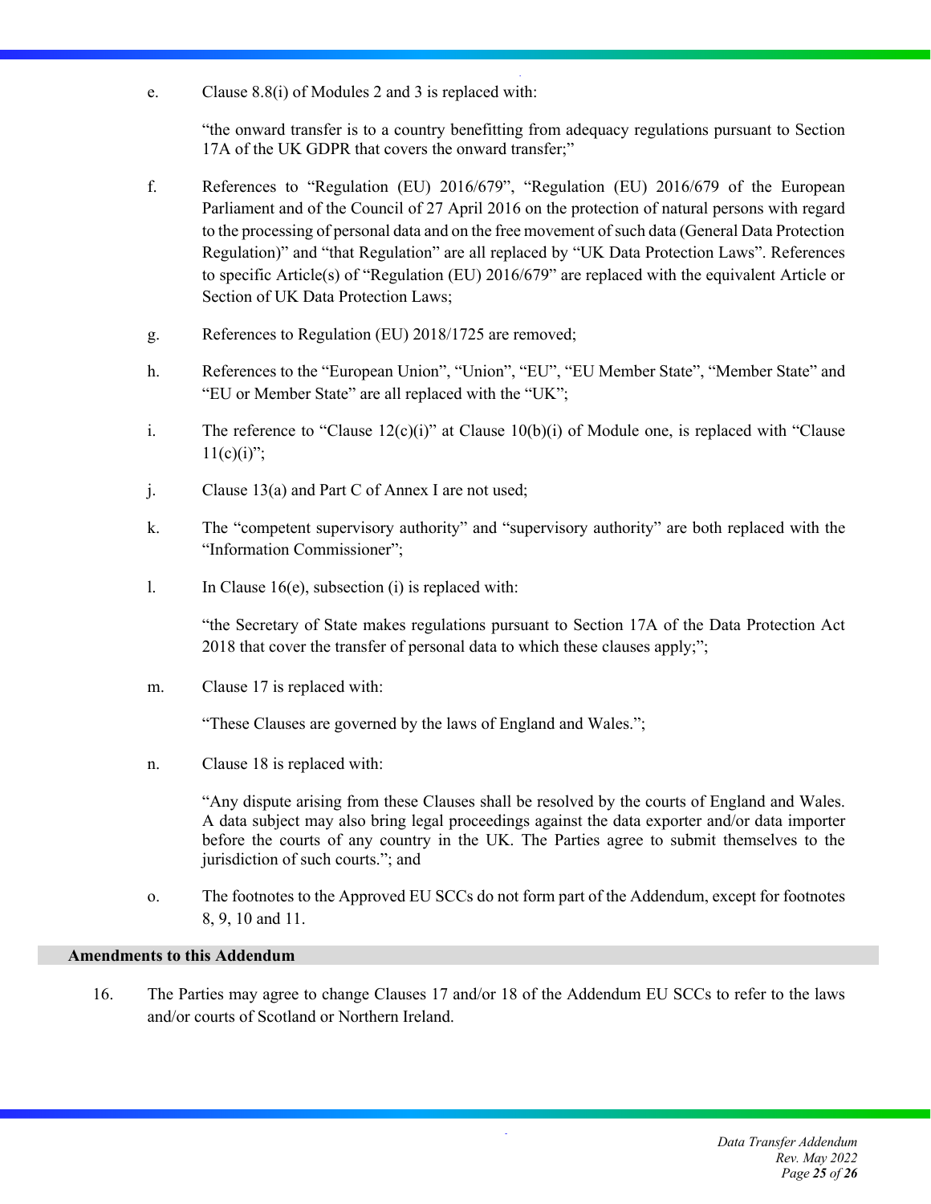e. Clause 8.8(i) of Modules 2 and 3 is replaced with:

   "the onward transfer is to a country benefitting from adequacy regulations pursuant to Section 17A of the UK GDPR that covers the onward transfer;"

f. References to "Regulation (EU) 2016/679", "Regulation (EU) 2016/679 of the European Parliament and of the Council of 27 April 2016 on the protection of natural persons with regard to the processing of personal data and on the free movement of such data (General Data Protection Regulation)" and "that Regulation" are all replaced by "UK Data Protection Laws". References to specific Article(s) of "Regulation (EU) 2016/679" are replaced with the equivalent Article or Section of UK Data Protection Laws;

g. References to Regulation (EU) 2018/1725 are removed;

h. References to the "European Union", "Union", "EU", "EU Member State", "Member State" and "EU or Member State" are all replaced with the "UK";

i. The reference to "Clause 12(c)(i)" at Clause 10(b)(i) of Module one, is replaced with "Clause 11(c)(i)";

j. Clause 13(a) and Part C of Annex I are not used;

k. The "competent supervisory authority" and "supervisory authority" are both replaced with the "Information Commissioner";

l. In Clause 16(e), subsection (i) is replaced with:

   "the Secretary of State makes regulations pursuant to Section 17A of the Data Protection Act 2018 that cover the transfer of personal data to which these clauses apply;";

m. Clause 17 is replaced with:

   "These Clauses are governed by the laws of England and Wales.";

n. Clause 18 is replaced with:

   "Any dispute arising from these Clauses shall be resolved by the courts of England and Wales. A data subject may also bring legal proceedings against the data exporter and/or data importer before the courts of any country in the UK. The Parties agree to submit themselves to the jurisdiction of such courts."; and

o. The footnotes to the Approved EU SCCs do not form part of the Addendum, except for footnotes 8, 9, 10 and 11.

## Amendments to this Addendum

16. The Parties may agree to change Clauses 17 and/or 18 of the Addendum EU SCCs to refer to the laws and/or courts of Scotland or Northern Ireland.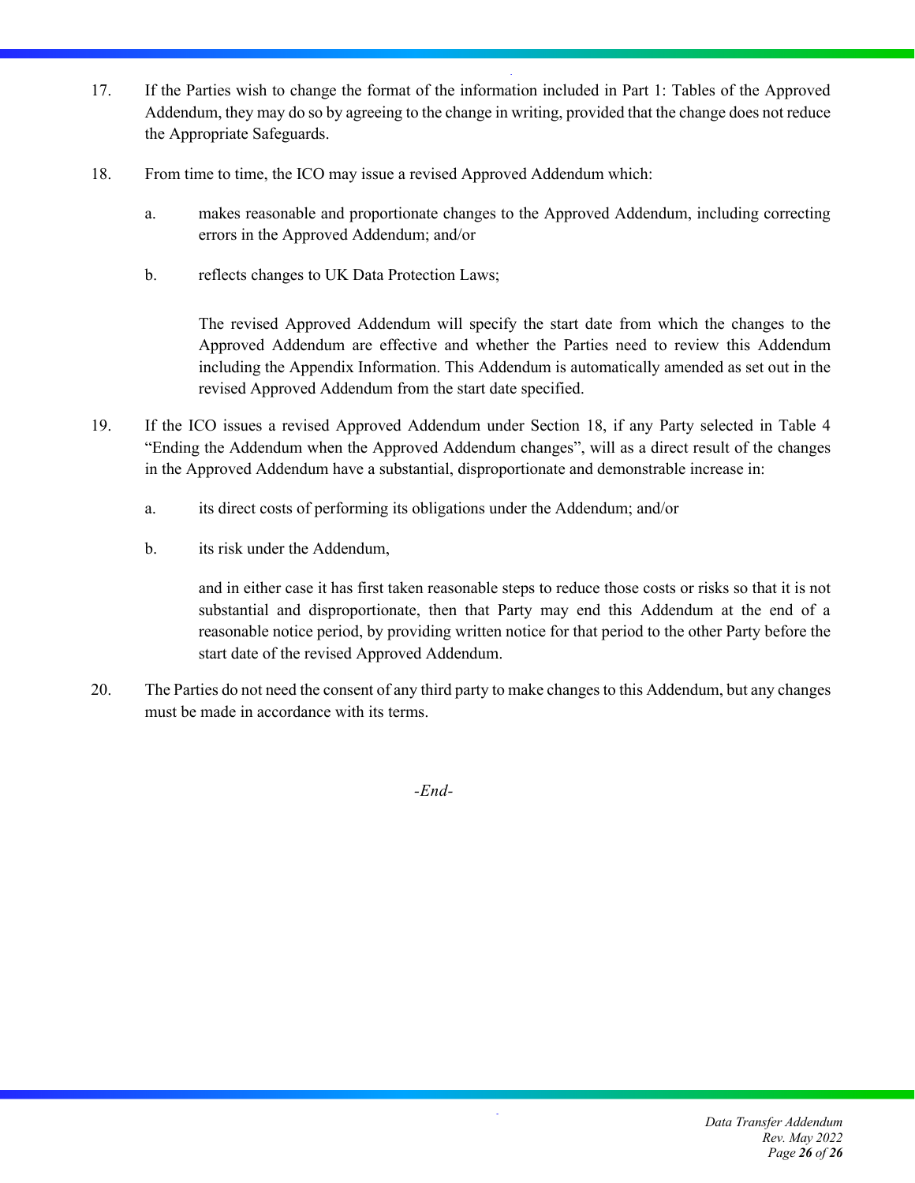17. If the Parties wish to change the format of the information included in Part 1: Tables of the Approved Addendum, they may do so by agreeing to the change in writing, provided that the change does not reduce the Appropriate Safeguards.

18. From time to time, the ICO may issue a revised Approved Addendum which:

    a. makes reasonable and proportionate changes to the Approved Addendum, including correcting errors in the Approved Addendum; and/or

    b. reflects changes to UK Data Protection Laws;

    The revised Approved Addendum will specify the start date from which the changes to the Approved Addendum are effective and whether the Parties need to review this Addendum including the Appendix Information. This Addendum is automatically amended as set out in the revised Approved Addendum from the start date specified.

19. If the ICO issues a revised Approved Addendum under Section 18, if any Party selected in Table 4 "Ending the Addendum when the Approved Addendum changes", will as a direct result of the changes in the Approved Addendum have a substantial, disproportionate and demonstrable increase in:

    a. its direct costs of performing its obligations under the Addendum; and/or

    b. its risk under the Addendum,

    and in either case it has first taken reasonable steps to reduce those costs or risks so that it is not substantial and disproportionate, then that Party may end this Addendum at the end of a reasonable notice period, by providing written notice for that period to the other Party before the start date of the revised Approved Addendum.

20. The Parties do not need the consent of any third party to make changes to this Addendum, but any changes must be made in accordance with its terms.

*-End-*